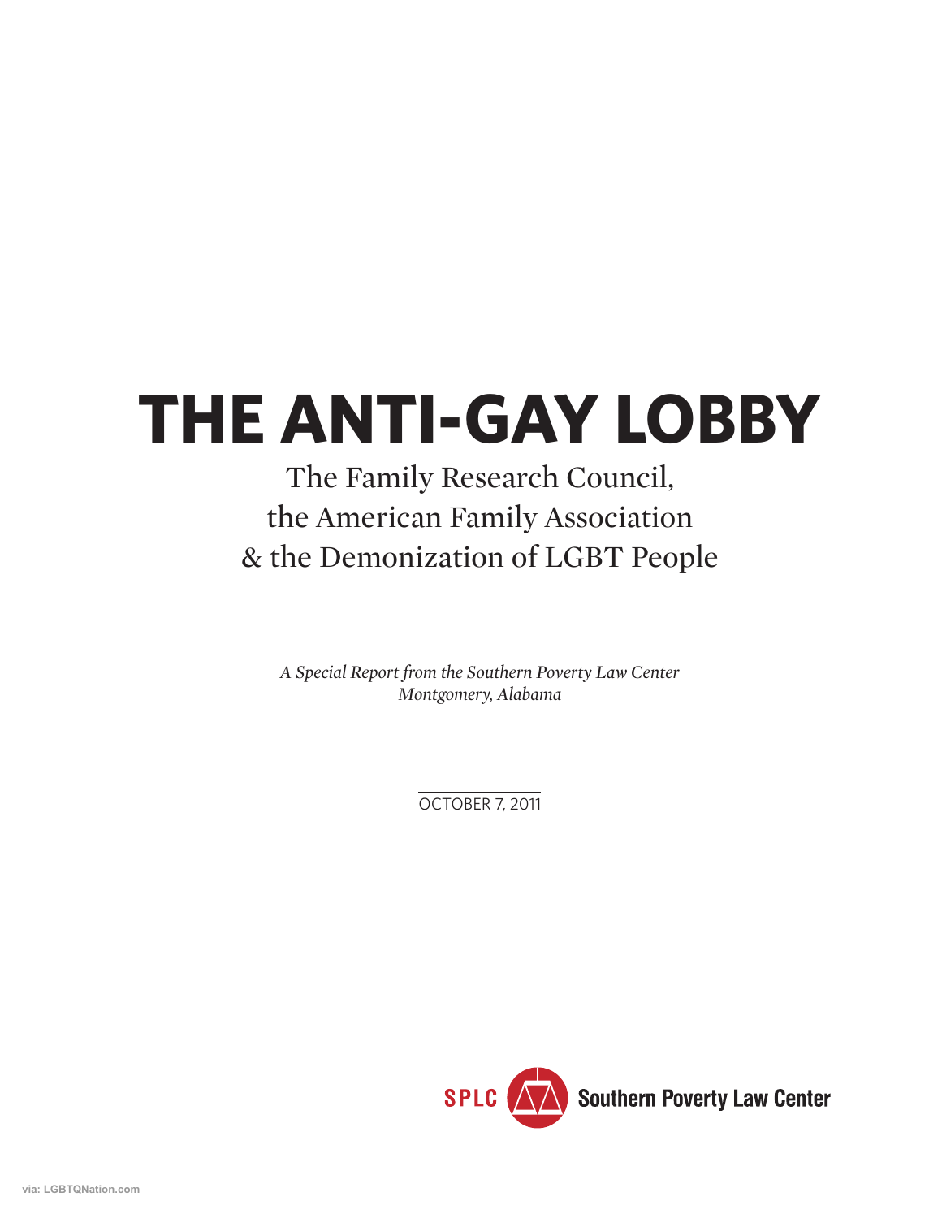# THE ANTI-GAY LOBBY

## The Family Research Council, the American Family Association & the Demonization of LGBT People

*A Special Report from the Southern Poverty Law Center*
*Montgomery, Alabama*

OCTOBER 7, 2011

SPLC Southern Poverty Law Center

via: LGBTQNation.com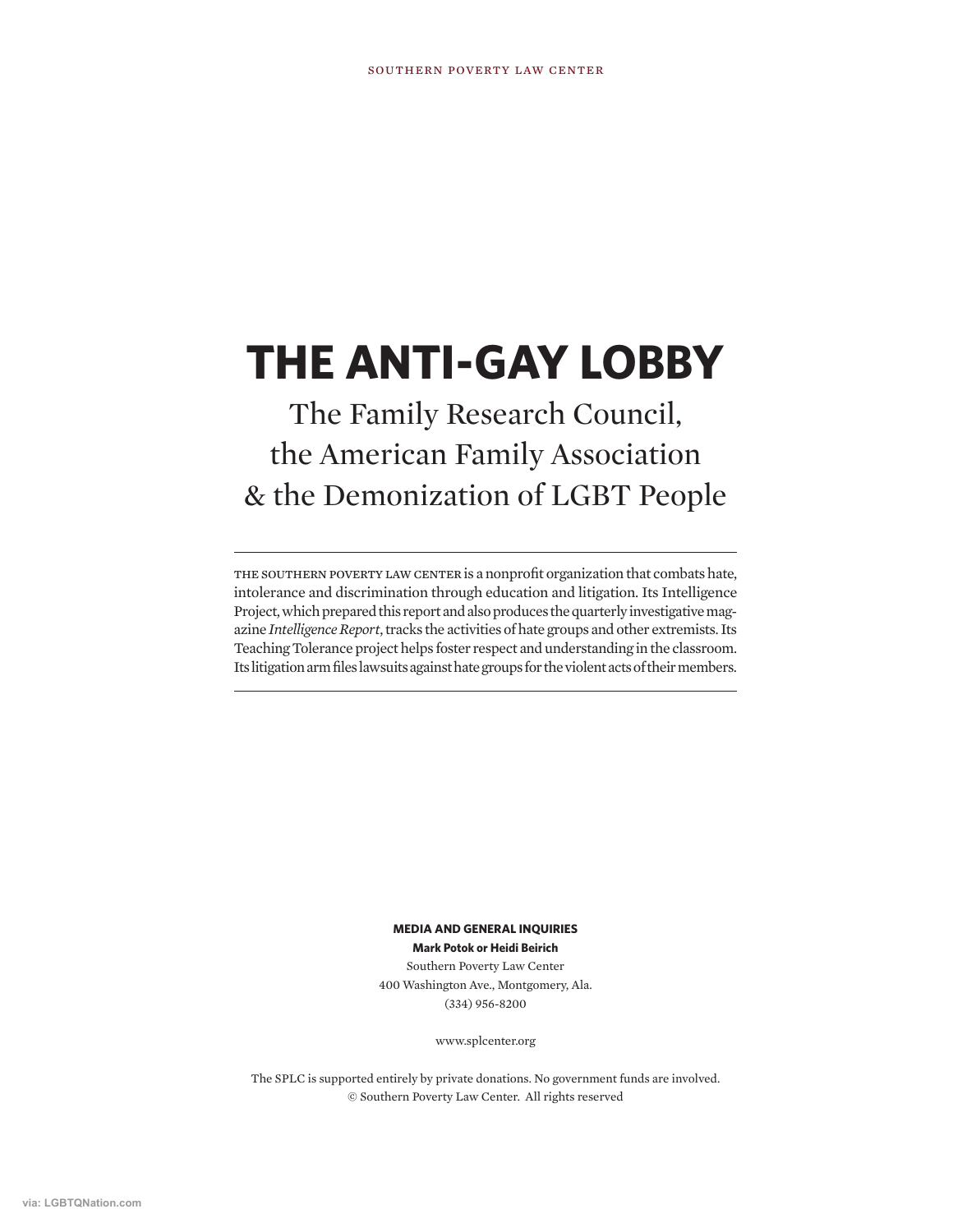SOUTHERN POVERTY LAW CENTER

# THE ANTI-GAY LOBBY

## The Family Research Council, the American Family Association & the Demonization of LGBT People

---

THE SOUTHERN POVERTY LAW CENTER is a nonprofit organization that combats hate, intolerance and discrimination through education and litigation. Its Intelligence Project, which prepared this report and also produces the quarterly investigative magazine *Intelligence Report*, tracks the activities of hate groups and other extremists. Its Teaching Tolerance project helps foster respect and understanding in the classroom. Its litigation arm files lawsuits against hate groups for the violent acts of their members.

---

**MEDIA AND GENERAL INQUIRIES**
**Mark Potok or Heidi Beirich**
Southern Poverty Law Center
400 Washington Ave., Montgomery, Ala.
(334) 956-8200

www.splcenter.org

The SPLC is supported entirely by private donations. No government funds are involved.
© Southern Poverty Law Center. All rights reserved

via: LGBTQNation.com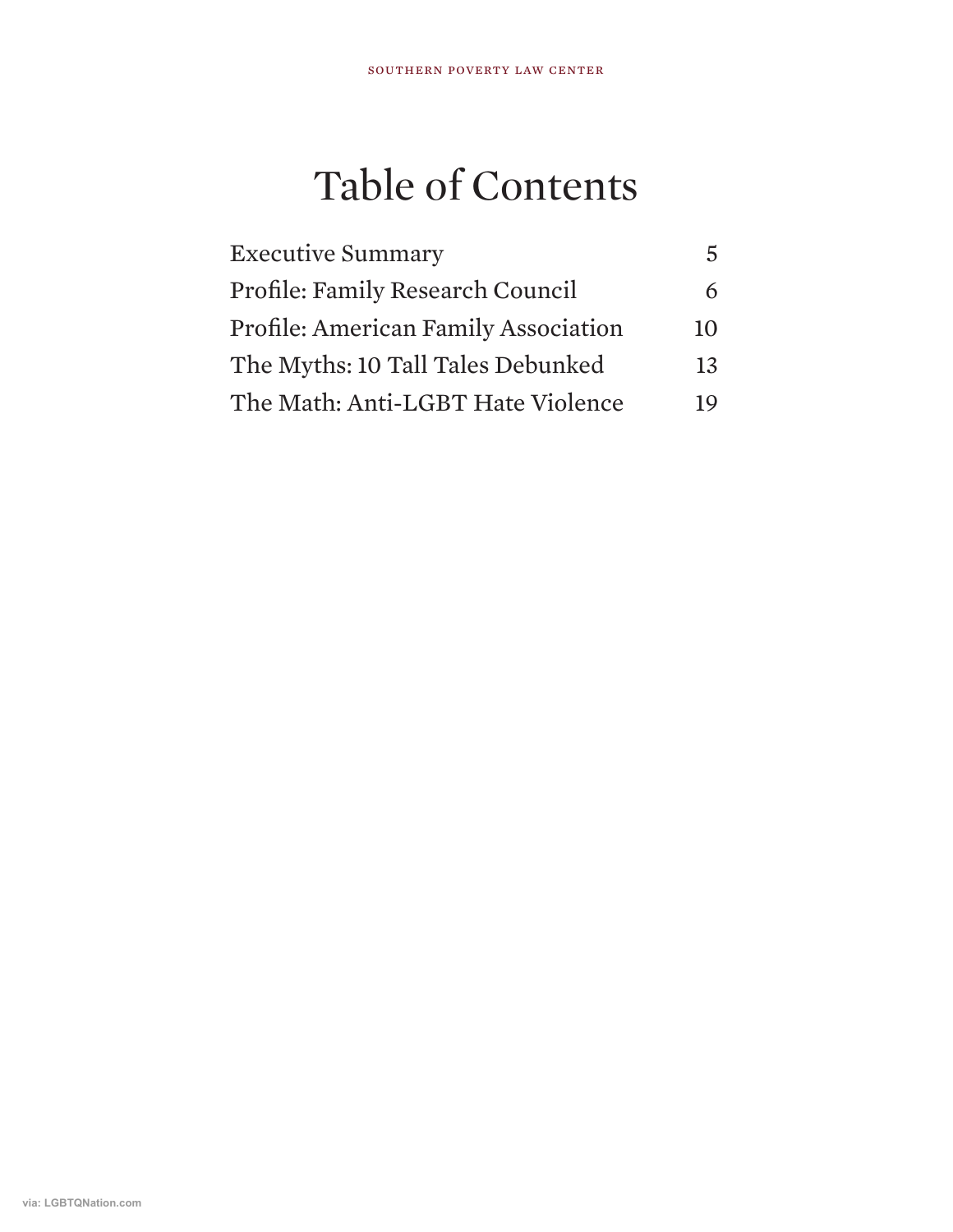# Table of Contents

| | |
|---|---|
| Executive Summary | 5 |
| Profile: Family Research Council | 6 |
| Profile: American Family Association | 10 |
| The Myths: 10 Tall Tales Debunked | 13 |
| The Math: Anti-LGBT Hate Violence | 19 |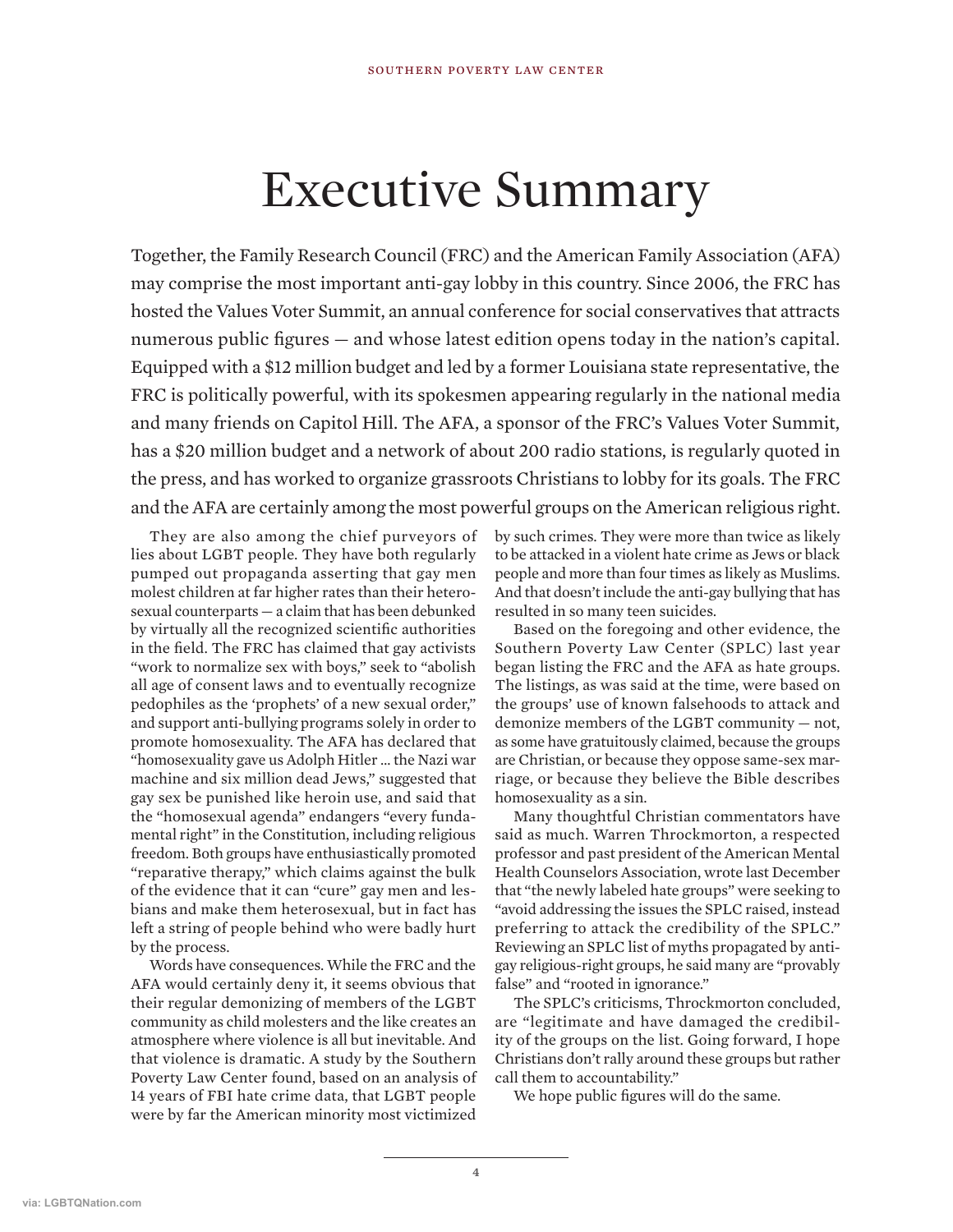# Executive Summary

Together, the Family Research Council (FRC) and the American Family Association (AFA) may comprise the most important anti-gay lobby in this country. Since 2006, the FRC has hosted the Values Voter Summit, an annual conference for social conservatives that attracts numerous public figures — and whose latest edition opens today in the nation's capital. Equipped with a $12 million budget and led by a former Louisiana state representative, the FRC is politically powerful, with its spokesmen appearing regularly in the national media and many friends on Capitol Hill. The AFA, a sponsor of the FRC's Values Voter Summit, has a $20 million budget and a network of about 200 radio stations, is regularly quoted in the press, and has worked to organize grassroots Christians to lobby for its goals. The FRC and the AFA are certainly among the most powerful groups on the American religious right.

They are also among the chief purveyors of lies about LGBT people. They have both regularly pumped out propaganda asserting that gay men molest children at far higher rates than their heterosexual counterparts — a claim that has been debunked by virtually all the recognized scientific authorities in the field. The FRC has claimed that gay activists "work to normalize sex with boys," seek to "abolish all age of consent laws and to eventually recognize pedophiles as the 'prophets' of a new sexual order," and support anti-bullying programs solely in order to promote homosexuality. The AFA has declared that "homosexuality gave us Adolph Hitler ... the Nazi war machine and six million dead Jews," suggested that gay sex be punished like heroin use, and said that the "homosexual agenda" endangers "every fundamental right" in the Constitution, including religious freedom. Both groups have enthusiastically promoted "reparative therapy," which claims against the bulk of the evidence that it can "cure" gay men and lesbians and make them heterosexual, but in fact has left a string of people behind who were badly hurt by the process.

Words have consequences. While the FRC and the AFA would certainly deny it, it seems obvious that their regular demonizing of members of the LGBT community as child molesters and the like creates an atmosphere where violence is all but inevitable. And that violence is dramatic. A study by the Southern Poverty Law Center found, based on an analysis of 14 years of FBI hate crime data, that LGBT people were by far the American minority most victimized by such crimes. They were more than twice as likely to be attacked in a violent hate crime as Jews or black people and more than four times as likely as Muslims. And that doesn't include the anti-gay bullying that has resulted in so many teen suicides.

Based on the foregoing and other evidence, the Southern Poverty Law Center (SPLC) last year began listing the FRC and the AFA as hate groups. The listings, as was said at the time, were based on the groups' use of known falsehoods to attack and demonize members of the LGBT community — not, as some have gratuitously claimed, because the groups are Christian, or because they oppose same-sex marriage, or because they believe the Bible describes homosexuality as a sin.

Many thoughtful Christian commentators have said as much. Warren Throckmorton, a respected professor and past president of the American Mental Health Counselors Association, wrote last December that "the newly labeled hate groups" were seeking to "avoid addressing the issues the SPLC raised, instead preferring to attack the credibility of the SPLC." Reviewing an SPLC list of myths propagated by anti-gay religious-right groups, he said many are "provably false" and "rooted in ignorance."

The SPLC's criticisms, Throckmorton concluded, are "legitimate and have damaged the credibility of the groups on the list. Going forward, I hope Christians don't rally around these groups but rather call them to accountability."

We hope public figures will do the same.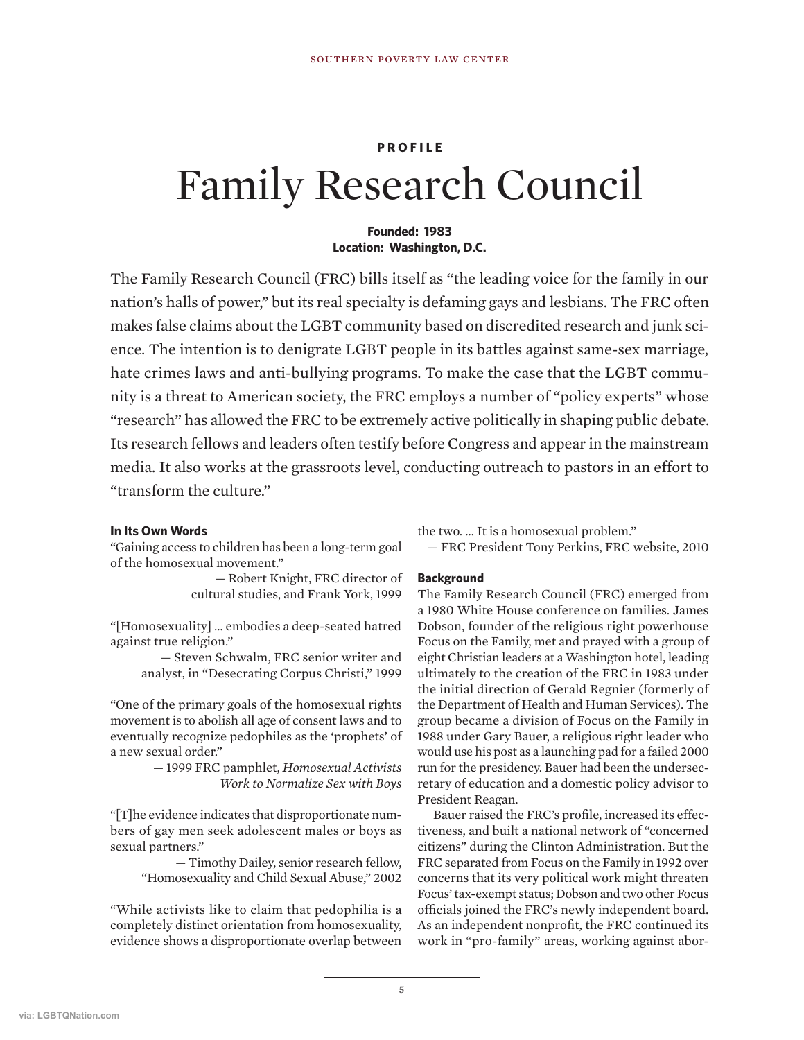**PROFILE**

# Family Research Council

**Founded: 1983**
**Location: Washington, D.C.**

The Family Research Council (FRC) bills itself as "the leading voice for the family in our nation's halls of power," but its real specialty is defaming gays and lesbians. The FRC often makes false claims about the LGBT community based on discredited research and junk science. The intention is to denigrate LGBT people in its battles against same-sex marriage, hate crimes laws and anti-bullying programs. To make the case that the LGBT community is a threat to American society, the FRC employs a number of "policy experts" whose "research" has allowed the FRC to be extremely active politically in shaping public debate. Its research fellows and leaders often testify before Congress and appear in the mainstream media. It also works at the grassroots level, conducting outreach to pastors in an effort to "transform the culture."

### In Its Own Words

"Gaining access to children has been a long-term goal of the homosexual movement."

— Robert Knight, FRC director of cultural studies, and Frank York, 1999

"[Homosexuality] … embodies a deep-seated hatred against true religion."

— Steven Schwalm, FRC senior writer and analyst, in "Desecrating Corpus Christi," 1999

"One of the primary goals of the homosexual rights movement is to abolish all age of consent laws and to eventually recognize pedophiles as the 'prophets' of a new sexual order."

— 1999 FRC pamphlet, *Homosexual Activists Work to Normalize Sex with Boys*

"[T]he evidence indicates that disproportionate numbers of gay men seek adolescent males or boys as sexual partners."

— Timothy Dailey, senior research fellow, "Homosexuality and Child Sexual Abuse," 2002

"While activists like to claim that pedophilia is a completely distinct orientation from homosexuality, evidence shows a disproportionate overlap between the two. … It is a homosexual problem."

— FRC President Tony Perkins, FRC website, 2010

### Background

The Family Research Council (FRC) emerged from a 1980 White House conference on families. James Dobson, founder of the religious right powerhouse Focus on the Family, met and prayed with a group of eight Christian leaders at a Washington hotel, leading ultimately to the creation of the FRC in 1983 under the initial direction of Gerald Regnier (formerly of the Department of Health and Human Services). The group became a division of Focus on the Family in 1988 under Gary Bauer, a religious right leader who would use his post as a launching pad for a failed 2000 run for the presidency. Bauer had been the undersecretary of education and a domestic policy advisor to President Reagan.

Bauer raised the FRC's profile, increased its effectiveness, and built a national network of "concerned citizens" during the Clinton Administration. But the FRC separated from Focus on the Family in 1992 over concerns that its very political work might threaten Focus' tax-exempt status; Dobson and two other Focus officials joined the FRC's newly independent board. As an independent nonprofit, the FRC continued its work in "pro-family" areas, working against abor-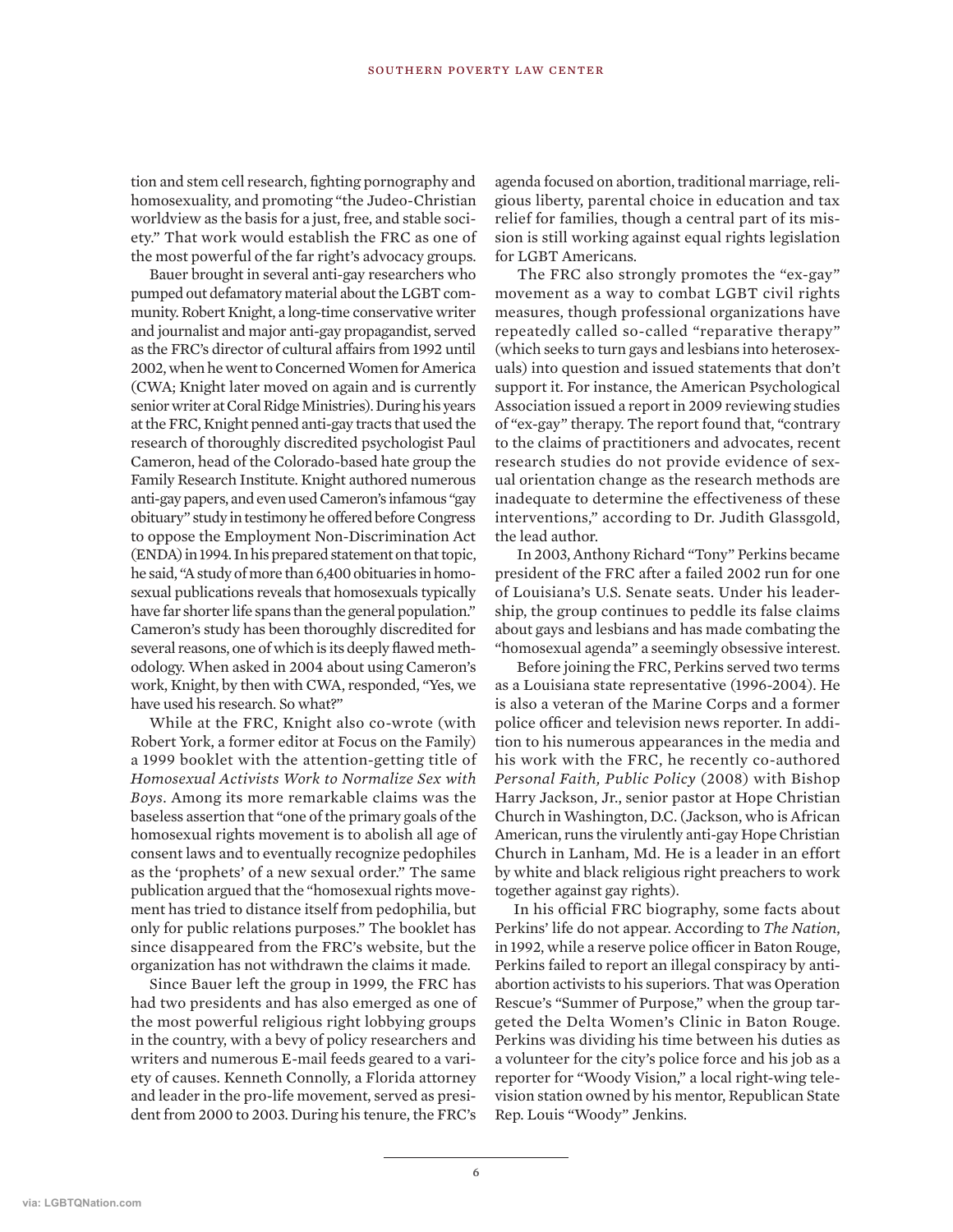tion and stem cell research, fighting pornography and homosexuality, and promoting "the Judeo-Christian worldview as the basis for a just, free, and stable society." That work would establish the FRC as one of the most powerful of the far right's advocacy groups.

Bauer brought in several anti-gay researchers who pumped out defamatory material about the LGBT community. Robert Knight, a long-time conservative writer and journalist and major anti-gay propagandist, served as the FRC's director of cultural affairs from 1992 until 2002, when he went to Concerned Women for America (CWA; Knight later moved on again and is currently senior writer at Coral Ridge Ministries). During his years at the FRC, Knight penned anti-gay tracts that used the research of thoroughly discredited psychologist Paul Cameron, head of the Colorado-based hate group the Family Research Institute. Knight authored numerous anti-gay papers, and even used Cameron's infamous "gay obituary" study in testimony he offered before Congress to oppose the Employment Non-Discrimination Act (ENDA) in 1994. In his prepared statement on that topic, he said, "A study of more than 6,400 obituaries in homosexual publications reveals that homosexuals typically have far shorter life spans than the general population." Cameron's study has been thoroughly discredited for several reasons, one of which is its deeply flawed methodology. When asked in 2004 about using Cameron's work, Knight, by then with CWA, responded, "Yes, we have used his research. So what?"

While at the FRC, Knight also co-wrote (with Robert York, a former editor at Focus on the Family) a 1999 booklet with the attention-getting title of *Homosexual Activists Work to Normalize Sex with Boys*. Among its more remarkable claims was the baseless assertion that "one of the primary goals of the homosexual rights movement is to abolish all age of consent laws and to eventually recognize pedophiles as the 'prophets' of a new sexual order." The same publication argued that the "homosexual rights movement has tried to distance itself from pedophilia, but only for public relations purposes." The booklet has since disappeared from the FRC's website, but the organization has not withdrawn the claims it made.

Since Bauer left the group in 1999, the FRC has had two presidents and has also emerged as one of the most powerful religious right lobbying groups in the country, with a bevy of policy researchers and writers and numerous E-mail feeds geared to a variety of causes. Kenneth Connolly, a Florida attorney and leader in the pro-life movement, served as president from 2000 to 2003. During his tenure, the FRC's agenda focused on abortion, traditional marriage, religious liberty, parental choice in education and tax relief for families, though a central part of its mission is still working against equal rights legislation for LGBT Americans.

The FRC also strongly promotes the "ex-gay" movement as a way to combat LGBT civil rights measures, though professional organizations have repeatedly called so-called "reparative therapy" (which seeks to turn gays and lesbians into heterosexuals) into question and issued statements that don't support it. For instance, the American Psychological Association issued a report in 2009 reviewing studies of "ex-gay" therapy. The report found that, "contrary to the claims of practitioners and advocates, recent research studies do not provide evidence of sexual orientation change as the research methods are inadequate to determine the effectiveness of these interventions," according to Dr. Judith Glassgold, the lead author.

In 2003, Anthony Richard "Tony" Perkins became president of the FRC after a failed 2002 run for one of Louisiana's U.S. Senate seats. Under his leadership, the group continues to peddle its false claims about gays and lesbians and has made combating the "homosexual agenda" a seemingly obsessive interest.

Before joining the FRC, Perkins served two terms as a Louisiana state representative (1996-2004). He is also a veteran of the Marine Corps and a former police officer and television news reporter. In addition to his numerous appearances in the media and his work with the FRC, he recently co-authored *Personal Faith, Public Policy* (2008) with Bishop Harry Jackson, Jr., senior pastor at Hope Christian Church in Washington, D.C. (Jackson, who is African American, runs the virulently anti-gay Hope Christian Church in Lanham, Md. He is a leader in an effort by white and black religious right preachers to work together against gay rights).

In his official FRC biography, some facts about Perkins' life do not appear. According to *The Nation*, in 1992, while a reserve police officer in Baton Rouge, Perkins failed to report an illegal conspiracy by anti-abortion activists to his superiors. That was Operation Rescue's "Summer of Purpose," when the group targeted the Delta Women's Clinic in Baton Rouge. Perkins was dividing his time between his duties as a volunteer for the city's police force and his job as a reporter for "Woody Vision," a local right-wing television station owned by his mentor, Republican State Rep. Louis "Woody" Jenkins.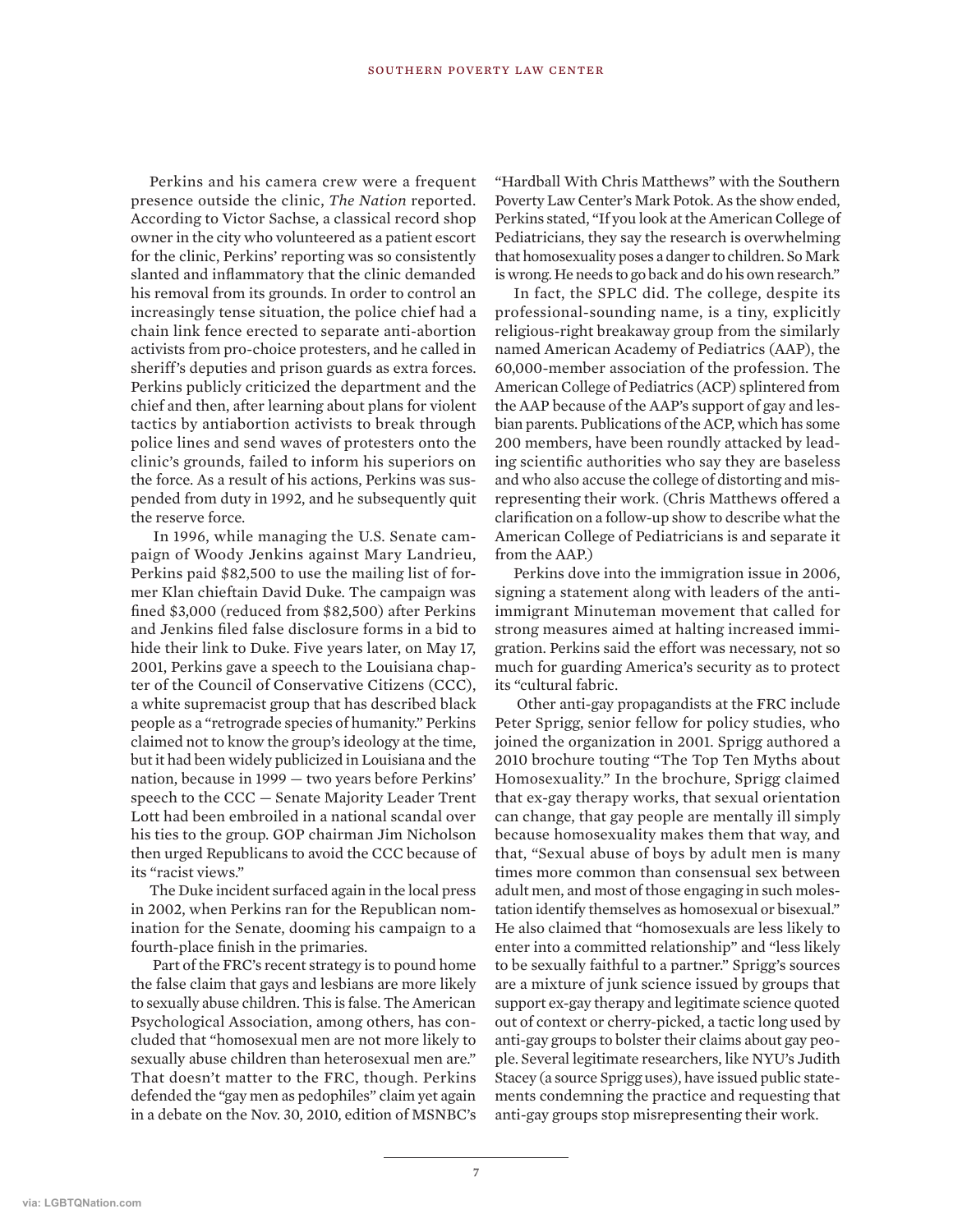Perkins and his camera crew were a frequent presence outside the clinic, *The Nation* reported. According to Victor Sachse, a classical record shop owner in the city who volunteered as a patient escort for the clinic, Perkins' reporting was so consistently slanted and inflammatory that the clinic demanded his removal from its grounds. In order to control an increasingly tense situation, the police chief had a chain link fence erected to separate anti-abortion activists from pro-choice protesters, and he called in sheriff's deputies and prison guards as extra forces. Perkins publicly criticized the department and the chief and then, after learning about plans for violent tactics by antiabortion activists to break through police lines and send waves of protesters onto the clinic's grounds, failed to inform his superiors on the force. As a result of his actions, Perkins was suspended from duty in 1992, and he subsequently quit the reserve force.

In 1996, while managing the U.S. Senate campaign of Woody Jenkins against Mary Landrieu, Perkins paid $82,500 to use the mailing list of former Klan chieftain David Duke. The campaign was fined $3,000 (reduced from $82,500) after Perkins and Jenkins filed false disclosure forms in a bid to hide their link to Duke. Five years later, on May 17, 2001, Perkins gave a speech to the Louisiana chapter of the Council of Conservative Citizens (CCC), a white supremacist group that has described black people as a "retrograde species of humanity." Perkins claimed not to know the group's ideology at the time, but it had been widely publicized in Louisiana and the nation, because in 1999 — two years before Perkins' speech to the CCC — Senate Majority Leader Trent Lott had been embroiled in a national scandal over his ties to the group. GOP chairman Jim Nicholson then urged Republicans to avoid the CCC because of its "racist views."

The Duke incident surfaced again in the local press in 2002, when Perkins ran for the Republican nomination for the Senate, dooming his campaign to a fourth-place finish in the primaries.

Part of the FRC's recent strategy is to pound home the false claim that gays and lesbians are more likely to sexually abuse children. This is false. The American Psychological Association, among others, has concluded that "homosexual men are not more likely to sexually abuse children than heterosexual men are." That doesn't matter to the FRC, though. Perkins defended the "gay men as pedophiles" claim yet again in a debate on the Nov. 30, 2010, edition of MSNBC's "Hardball With Chris Matthews" with the Southern Poverty Law Center's Mark Potok. As the show ended, Perkins stated, "If you look at the American College of Pediatricians, they say the research is overwhelming that homosexuality poses a danger to children. So Mark is wrong. He needs to go back and do his own research."

In fact, the SPLC did. The college, despite its professional-sounding name, is a tiny, explicitly religious-right breakaway group from the similarly named American Academy of Pediatrics (AAP), the 60,000-member association of the profession. The American College of Pediatrics (ACP) splintered from the AAP because of the AAP's support of gay and lesbian parents. Publications of the ACP, which has some 200 members, have been roundly attacked by leading scientific authorities who say they are baseless and who also accuse the college of distorting and misrepresenting their work. (Chris Matthews offered a clarification on a follow-up show to describe what the American College of Pediatricians is and separate it from the AAP.)

Perkins dove into the immigration issue in 2006, signing a statement along with leaders of the anti-immigrant Minuteman movement that called for strong measures aimed at halting increased immigration. Perkins said the effort was necessary, not so much for guarding America's security as to protect its "cultural fabric.

Other anti-gay propagandists at the FRC include Peter Sprigg, senior fellow for policy studies, who joined the organization in 2001. Sprigg authored a 2010 brochure touting "The Top Ten Myths about Homosexuality." In the brochure, Sprigg claimed that ex-gay therapy works, that sexual orientation can change, that gay people are mentally ill simply because homosexuality makes them that way, and that, "Sexual abuse of boys by adult men is many times more common than consensual sex between adult men, and most of those engaging in such molestation identify themselves as homosexual or bisexual." He also claimed that "homosexuals are less likely to enter into a committed relationship" and "less likely to be sexually faithful to a partner." Sprigg's sources are a mixture of junk science issued by groups that support ex-gay therapy and legitimate science quoted out of context or cherry-picked, a tactic long used by anti-gay groups to bolster their claims about gay people. Several legitimate researchers, like NYU's Judith Stacey (a source Sprigg uses), have issued public statements condemning the practice and requesting that anti-gay groups stop misrepresenting their work.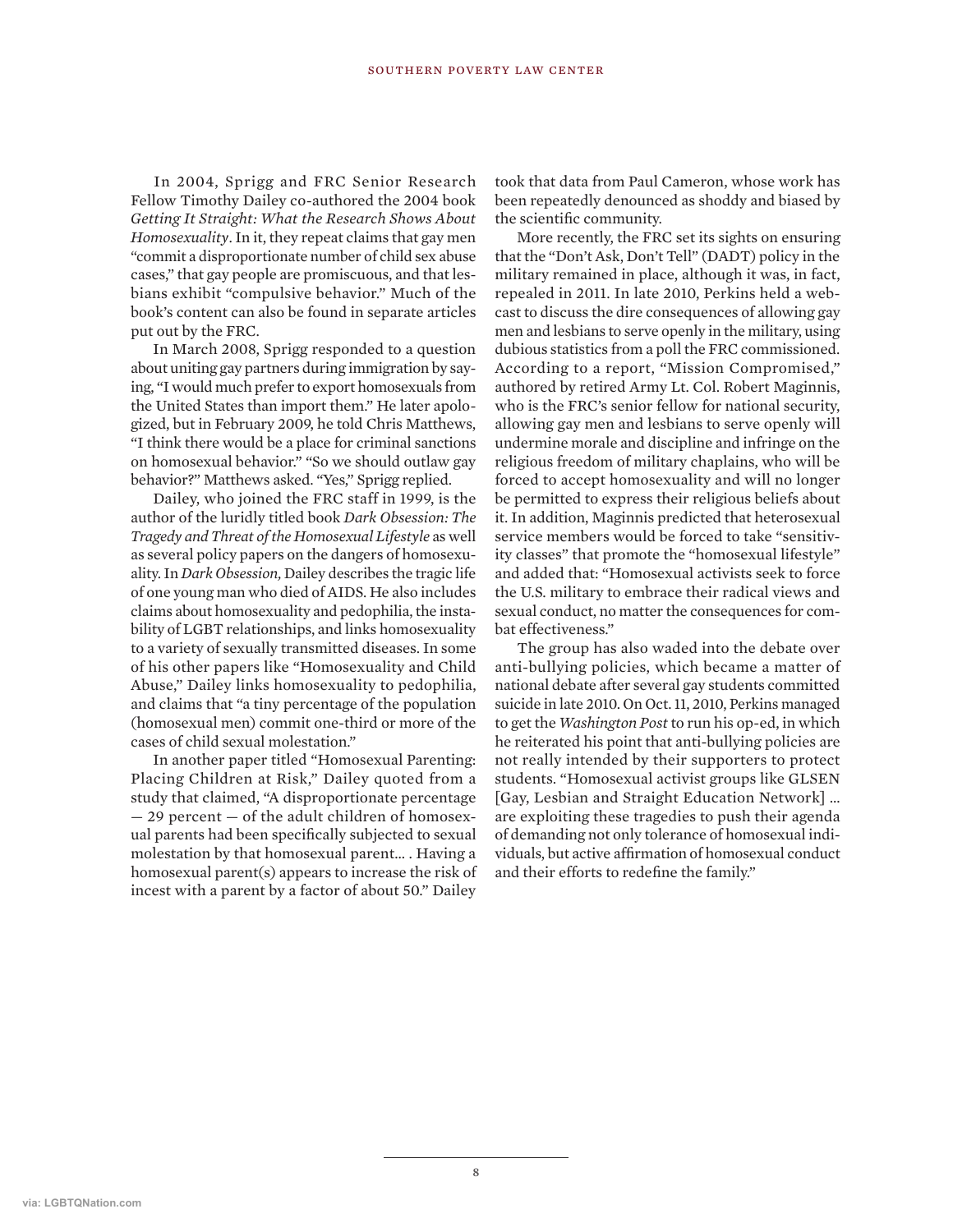In 2004, Sprigg and FRC Senior Research Fellow Timothy Dailey co-authored the 2004 book *Getting It Straight: What the Research Shows About Homosexuality*. In it, they repeat claims that gay men "commit a disproportionate number of child sex abuse cases," that gay people are promiscuous, and that lesbians exhibit "compulsive behavior." Much of the book's content can also be found in separate articles put out by the FRC.

In March 2008, Sprigg responded to a question about uniting gay partners during immigration by saying, "I would much prefer to export homosexuals from the United States than import them." He later apologized, but in February 2009, he told Chris Matthews, "I think there would be a place for criminal sanctions on homosexual behavior." "So we should outlaw gay behavior?" Matthews asked. "Yes," Sprigg replied.

Dailey, who joined the FRC staff in 1999, is the author of the luridly titled book *Dark Obsession: The Tragedy and Threat of the Homosexual Lifestyle* as well as several policy papers on the dangers of homosexuality. In *Dark Obsession,* Dailey describes the tragic life of one young man who died of AIDS. He also includes claims about homosexuality and pedophilia, the instability of LGBT relationships, and links homosexuality to a variety of sexually transmitted diseases. In some of his other papers like "Homosexuality and Child Abuse," Dailey links homosexuality to pedophilia, and claims that "a tiny percentage of the population (homosexual men) commit one-third or more of the cases of child sexual molestation."

In another paper titled "Homosexual Parenting: Placing Children at Risk," Dailey quoted from a study that claimed, "A disproportionate percentage — 29 percent — of the adult children of homosexual parents had been specifically subjected to sexual molestation by that homosexual parent… . Having a homosexual parent(s) appears to increase the risk of incest with a parent by a factor of about 50." Dailey took that data from Paul Cameron, whose work has been repeatedly denounced as shoddy and biased by the scientific community.

More recently, the FRC set its sights on ensuring that the "Don't Ask, Don't Tell" (DADT) policy in the military remained in place, although it was, in fact, repealed in 2011. In late 2010, Perkins held a webcast to discuss the dire consequences of allowing gay men and lesbians to serve openly in the military, using dubious statistics from a poll the FRC commissioned. According to a report, "Mission Compromised," authored by retired Army Lt. Col. Robert Maginnis, who is the FRC's senior fellow for national security, allowing gay men and lesbians to serve openly will undermine morale and discipline and infringe on the religious freedom of military chaplains, who will be forced to accept homosexuality and will no longer be permitted to express their religious beliefs about it. In addition, Maginnis predicted that heterosexual service members would be forced to take "sensitivity classes" that promote the "homosexual lifestyle" and added that: "Homosexual activists seek to force the U.S. military to embrace their radical views and sexual conduct, no matter the consequences for combat effectiveness."

The group has also waded into the debate over anti-bullying policies, which became a matter of national debate after several gay students committed suicide in late 2010. On Oct. 11, 2010, Perkins managed to get the *Washington Post* to run his op-ed, in which he reiterated his point that anti-bullying policies are not really intended by their supporters to protect students. "Homosexual activist groups like GLSEN [Gay, Lesbian and Straight Education Network] … are exploiting these tragedies to push their agenda of demanding not only tolerance of homosexual individuals, but active affirmation of homosexual conduct and their efforts to redefine the family."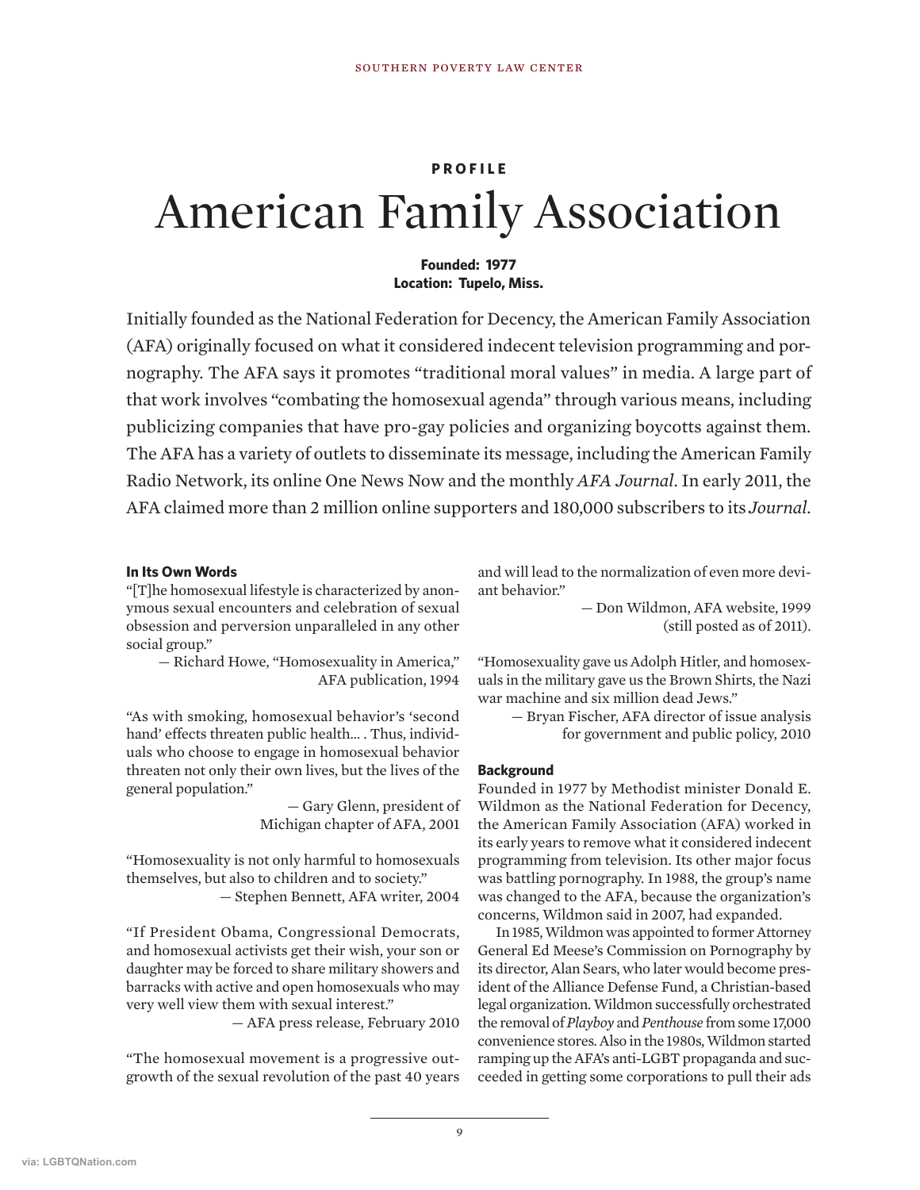**PROFILE**

# American Family Association

**Founded: 1977**
**Location: Tupelo, Miss.**

Initially founded as the National Federation for Decency, the American Family Association (AFA) originally focused on what it considered indecent television programming and pornography. The AFA says it promotes "traditional moral values" in media. A large part of that work involves "combating the homosexual agenda" through various means, including publicizing companies that have pro-gay policies and organizing boycotts against them. The AFA has a variety of outlets to disseminate its message, including the American Family Radio Network, its online One News Now and the monthly *AFA Journal*. In early 2011, the AFA claimed more than 2 million online supporters and 180,000 subscribers to its *Journal*.

**In Its Own Words**

"[T]he homosexual lifestyle is characterized by anonymous sexual encounters and celebration of sexual obsession and perversion unparalleled in any other social group."

— Richard Howe, "Homosexuality in America," AFA publication, 1994

"As with smoking, homosexual behavior's 'second hand' effects threaten public health… . Thus, individuals who choose to engage in homosexual behavior threaten not only their own lives, but the lives of the general population."

— Gary Glenn, president of Michigan chapter of AFA, 2001

"Homosexuality is not only harmful to homosexuals themselves, but also to children and to society."

— Stephen Bennett, AFA writer, 2004

"If President Obama, Congressional Democrats, and homosexual activists get their wish, your son or daughter may be forced to share military showers and barracks with active and open homosexuals who may very well view them with sexual interest."

— AFA press release, February 2010

"The homosexual movement is a progressive outgrowth of the sexual revolution of the past 40 years and will lead to the normalization of even more deviant behavior."

— Don Wildmon, AFA website, 1999 (still posted as of 2011).

"Homosexuality gave us Adolph Hitler, and homosexuals in the military gave us the Brown Shirts, the Nazi war machine and six million dead Jews."

— Bryan Fischer, AFA director of issue analysis for government and public policy, 2010

**Background**

Founded in 1977 by Methodist minister Donald E. Wildmon as the National Federation for Decency, the American Family Association (AFA) worked in its early years to remove what it considered indecent programming from television. Its other major focus was battling pornography. In 1988, the group's name was changed to the AFA, because the organization's concerns, Wildmon said in 2007, had expanded.

In 1985, Wildmon was appointed to former Attorney General Ed Meese's Commission on Pornography by its director, Alan Sears, who later would become president of the Alliance Defense Fund, a Christian-based legal organization. Wildmon successfully orchestrated the removal of *Playboy* and *Penthouse* from some 17,000 convenience stores. Also in the 1980s, Wildmon started ramping up the AFA's anti-LGBT propaganda and succeeded in getting some corporations to pull their ads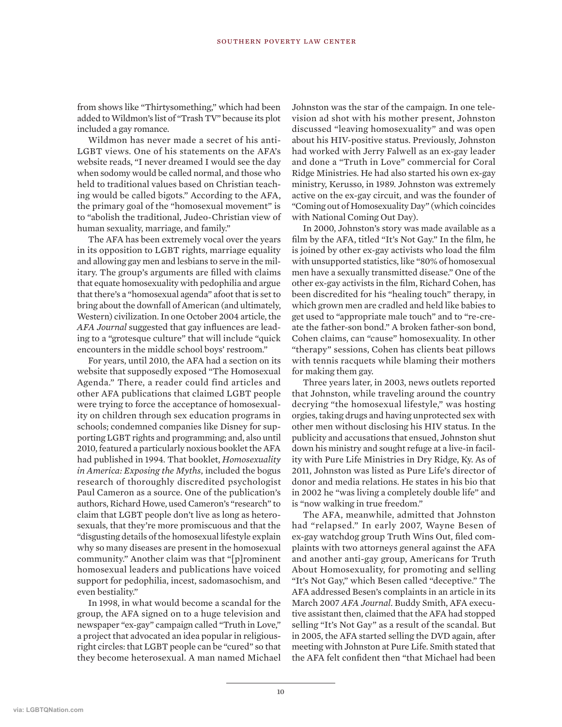from shows like "Thirtysomething," which had been added to Wildmon's list of "Trash TV" because its plot included a gay romance.

Wildmon has never made a secret of his anti-LGBT views. One of his statements on the AFA's website reads, "I never dreamed I would see the day when sodomy would be called normal, and those who held to traditional values based on Christian teaching would be called bigots." According to the AFA, the primary goal of the "homosexual movement" is to "abolish the traditional, Judeo-Christian view of human sexuality, marriage, and family."

The AFA has been extremely vocal over the years in its opposition to LGBT rights, marriage equality and allowing gay men and lesbians to serve in the military. The group's arguments are filled with claims that equate homosexuality with pedophilia and argue that there's a "homosexual agenda" afoot that is set to bring about the downfall of American (and ultimately, Western) civilization. In one October 2004 article, the *AFA Journal* suggested that gay influences are leading to a "grotesque culture" that will include "quick encounters in the middle school boys' restroom."

For years, until 2010, the AFA had a section on its website that supposedly exposed "The Homosexual Agenda." There, a reader could find articles and other AFA publications that claimed LGBT people were trying to force the acceptance of homosexuality on children through sex education programs in schools; condemned companies like Disney for supporting LGBT rights and programming; and, also until 2010, featured a particularly noxious booklet the AFA had published in 1994. That booklet, *Homosexuality in America: Exposing the Myths*, included the bogus research of thoroughly discredited psychologist Paul Cameron as a source. One of the publication's authors, Richard Howe, used Cameron's "research" to claim that LGBT people don't live as long as heterosexuals, that they're more promiscuous and that the "disgusting details of the homosexual lifestyle explain why so many diseases are present in the homosexual community." Another claim was that "[p]rominent homosexual leaders and publications have voiced support for pedophilia, incest, sadomasochism, and even bestiality."

In 1998, in what would become a scandal for the group, the AFA signed on to a huge television and newspaper "ex-gay" campaign called "Truth in Love," a project that advocated an idea popular in religious-right circles: that LGBT people can be "cured" so that they become heterosexual. A man named Michael Johnston was the star of the campaign. In one television ad shot with his mother present, Johnston discussed "leaving homosexuality" and was open about his HIV-positive status. Previously, Johnston had worked with Jerry Falwell as an ex-gay leader and done a "Truth in Love" commercial for Coral Ridge Ministries. He had also started his own ex-gay ministry, Kerusso, in 1989. Johnston was extremely active on the ex-gay circuit, and was the founder of "Coming out of Homosexuality Day" (which coincides with National Coming Out Day).

In 2000, Johnston's story was made available as a film by the AFA, titled "It's Not Gay." In the film, he is joined by other ex-gay activists who load the film with unsupported statistics, like "80% of homosexual men have a sexually transmitted disease." One of the other ex-gay activists in the film, Richard Cohen, has been discredited for his "healing touch" therapy, in which grown men are cradled and held like babies to get used to "appropriate male touch" and to "re-create the father-son bond." A broken father-son bond, Cohen claims, can "cause" homosexuality. In other "therapy" sessions, Cohen has clients beat pillows with tennis racquets while blaming their mothers for making them gay.

Three years later, in 2003, news outlets reported that Johnston, while traveling around the country decrying "the homosexual lifestyle," was hosting orgies, taking drugs and having unprotected sex with other men without disclosing his HIV status. In the publicity and accusations that ensued, Johnston shut down his ministry and sought refuge at a live-in facility with Pure Life Ministries in Dry Ridge, Ky. As of 2011, Johnston was listed as Pure Life's director of donor and media relations. He states in his bio that in 2002 he "was living a completely double life" and is "now walking in true freedom."

The AFA, meanwhile, admitted that Johnston had "relapsed." In early 2007, Wayne Besen of ex-gay watchdog group Truth Wins Out, filed complaints with two attorneys general against the AFA and another anti-gay group, Americans for Truth About Homosexuality, for promoting and selling "It's Not Gay," which Besen called "deceptive." The AFA addressed Besen's complaints in an article in its March 2007 *AFA Journal*. Buddy Smith, AFA executive assistant then, claimed that the AFA had stopped selling "It's Not Gay" as a result of the scandal. But in 2005, the AFA started selling the DVD again, after meeting with Johnston at Pure Life. Smith stated that the AFA felt confident then "that Michael had been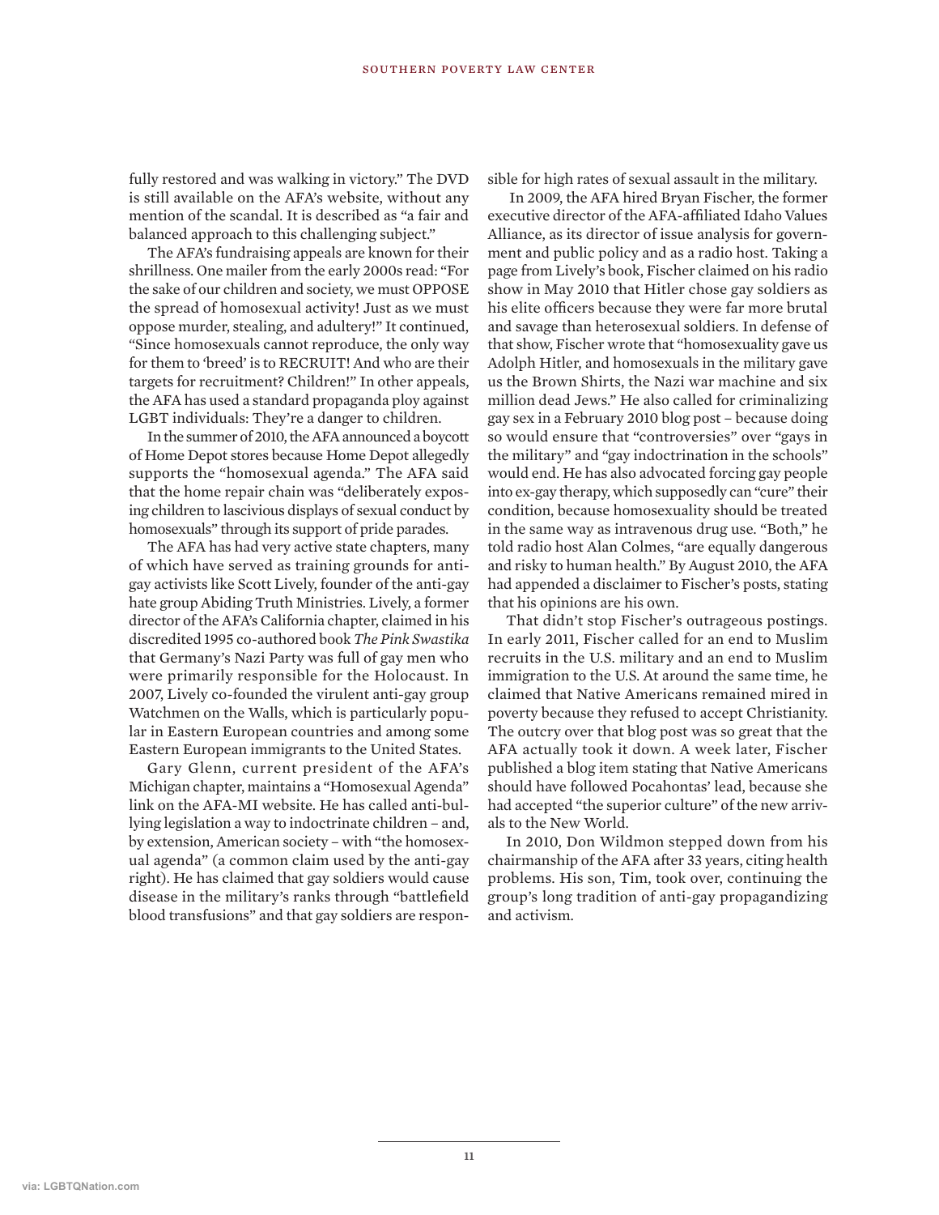fully restored and was walking in victory." The DVD is still available on the AFA's website, without any mention of the scandal. It is described as "a fair and balanced approach to this challenging subject."

The AFA's fundraising appeals are known for their shrillness. One mailer from the early 2000s read: "For the sake of our children and society, we must OPPOSE the spread of homosexual activity! Just as we must oppose murder, stealing, and adultery!" It continued, "Since homosexuals cannot reproduce, the only way for them to 'breed' is to RECRUIT! And who are their targets for recruitment? Children!" In other appeals, the AFA has used a standard propaganda ploy against LGBT individuals: They're a danger to children.

In the summer of 2010, the AFA announced a boycott of Home Depot stores because Home Depot allegedly supports the "homosexual agenda." The AFA said that the home repair chain was "deliberately exposing children to lascivious displays of sexual conduct by homosexuals" through its support of pride parades.

The AFA has had very active state chapters, many of which have served as training grounds for anti-gay activists like Scott Lively, founder of the anti-gay hate group Abiding Truth Ministries. Lively, a former director of the AFA's California chapter, claimed in his discredited 1995 co-authored book *The Pink Swastika* that Germany's Nazi Party was full of gay men who were primarily responsible for the Holocaust. In 2007, Lively co-founded the virulent anti-gay group Watchmen on the Walls, which is particularly popular in Eastern European countries and among some Eastern European immigrants to the United States.

Gary Glenn, current president of the AFA's Michigan chapter, maintains a "Homosexual Agenda" link on the AFA-MI website. He has called anti-bullying legislation a way to indoctrinate children – and, by extension, American society – with "the homosexual agenda" (a common claim used by the anti-gay right). He has claimed that gay soldiers would cause disease in the military's ranks through "battlefield blood transfusions" and that gay soldiers are responsible for high rates of sexual assault in the military.

In 2009, the AFA hired Bryan Fischer, the former executive director of the AFA-affiliated Idaho Values Alliance, as its director of issue analysis for government and public policy and as a radio host. Taking a page from Lively's book, Fischer claimed on his radio show in May 2010 that Hitler chose gay soldiers as his elite officers because they were far more brutal and savage than heterosexual soldiers. In defense of that show, Fischer wrote that "homosexuality gave us Adolph Hitler, and homosexuals in the military gave us the Brown Shirts, the Nazi war machine and six million dead Jews." He also called for criminalizing gay sex in a February 2010 blog post – because doing so would ensure that "controversies" over "gays in the military" and "gay indoctrination in the schools" would end. He has also advocated forcing gay people into ex-gay therapy, which supposedly can "cure" their condition, because homosexuality should be treated in the same way as intravenous drug use. "Both," he told radio host Alan Colmes, "are equally dangerous and risky to human health." By August 2010, the AFA had appended a disclaimer to Fischer's posts, stating that his opinions are his own.

That didn't stop Fischer's outrageous postings. In early 2011, Fischer called for an end to Muslim recruits in the U.S. military and an end to Muslim immigration to the U.S. At around the same time, he claimed that Native Americans remained mired in poverty because they refused to accept Christianity. The outcry over that blog post was so great that the AFA actually took it down. A week later, Fischer published a blog item stating that Native Americans should have followed Pocahontas' lead, because she had accepted "the superior culture" of the new arrivals to the New World.

In 2010, Don Wildmon stepped down from his chairmanship of the AFA after 33 years, citing health problems. His son, Tim, took over, continuing the group's long tradition of anti-gay propagandizing and activism.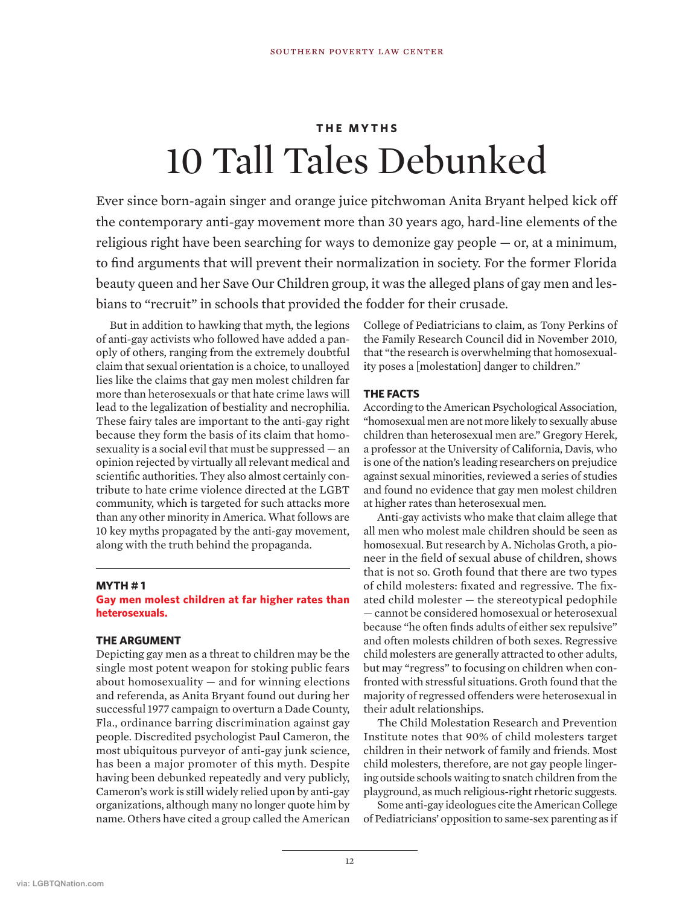## THE MYTHS

# 10 Tall Tales Debunked

Ever since born-again singer and orange juice pitchwoman Anita Bryant helped kick off the contemporary anti-gay movement more than 30 years ago, hard-line elements of the religious right have been searching for ways to demonize gay people — or, at a minimum, to find arguments that will prevent their normalization in society. For the former Florida beauty queen and her Save Our Children group, it was the alleged plans of gay men and lesbians to "recruit" in schools that provided the fodder for their crusade.

But in addition to hawking that myth, the legions of anti-gay activists who followed have added a panoply of others, ranging from the extremely doubtful claim that sexual orientation is a choice, to unalloyed lies like the claims that gay men molest children far more than heterosexuals or that hate crime laws will lead to the legalization of bestiality and necrophilia. These fairy tales are important to the anti-gay right because they form the basis of its claim that homosexuality is a social evil that must be suppressed — an opinion rejected by virtually all relevant medical and scientific authorities. They also almost certainly contribute to hate crime violence directed at the LGBT community, which is targeted for such attacks more than any other minority in America. What follows are 10 key myths propagated by the anti-gay movement, along with the truth behind the propaganda.

---

### MYTH # 1

**Gay men molest children at far higher rates than heterosexuals.**

#### THE ARGUMENT

Depicting gay men as a threat to children may be the single most potent weapon for stoking public fears about homosexuality — and for winning elections and referenda, as Anita Bryant found out during her successful 1977 campaign to overturn a Dade County, Fla., ordinance barring discrimination against gay people. Discredited psychologist Paul Cameron, the most ubiquitous purveyor of anti-gay junk science, has been a major promoter of this myth. Despite having been debunked repeatedly and very publicly, Cameron's work is still widely relied upon by anti-gay organizations, although many no longer quote him by name. Others have cited a group called the American College of Pediatricians to claim, as Tony Perkins of the Family Research Council did in November 2010, that "the research is overwhelming that homosexuality poses a [molestation] danger to children."

#### THE FACTS

According to the American Psychological Association, "homosexual men are not more likely to sexually abuse children than heterosexual men are." Gregory Herek, a professor at the University of California, Davis, who is one of the nation's leading researchers on prejudice against sexual minorities, reviewed a series of studies and found no evidence that gay men molest children at higher rates than heterosexual men.

Anti-gay activists who make that claim allege that all men who molest male children should be seen as homosexual. But research by A. Nicholas Groth, a pioneer in the field of sexual abuse of children, shows that is not so. Groth found that there are two types of child molesters: fixated and regressive. The fixated child molester — the stereotypical pedophile — cannot be considered homosexual or heterosexual because "he often finds adults of either sex repulsive" and often molests children of both sexes. Regressive child molesters are generally attracted to other adults, but may "regress" to focusing on children when confronted with stressful situations. Groth found that the majority of regressed offenders were heterosexual in their adult relationships.

The Child Molestation Research and Prevention Institute notes that 90% of child molesters target children in their network of family and friends. Most child molesters, therefore, are not gay people lingering outside schools waiting to snatch children from the playground, as much religious-right rhetoric suggests.

Some anti-gay ideologues cite the American College of Pediatricians' opposition to same-sex parenting as if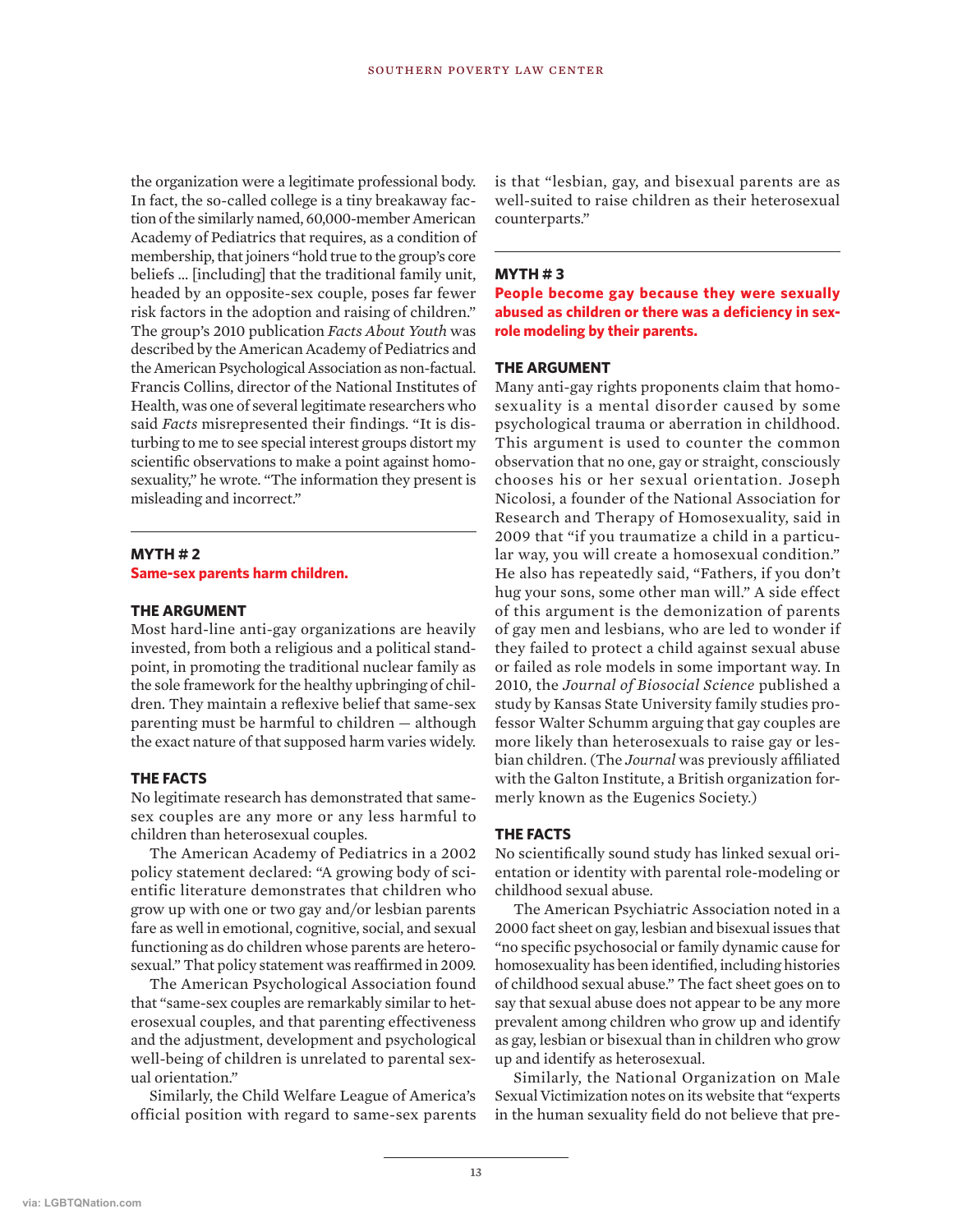the organization were a legitimate professional body. In fact, the so-called college is a tiny breakaway faction of the similarly named, 60,000-member American Academy of Pediatrics that requires, as a condition of membership, that joiners "hold true to the group's core beliefs … [including] that the traditional family unit, headed by an opposite-sex couple, poses far fewer risk factors in the adoption and raising of children." The group's 2010 publication *Facts About Youth* was described by the American Academy of Pediatrics and the American Psychological Association as non-factual. Francis Collins, director of the National Institutes of Health, was one of several legitimate researchers who said *Facts* misrepresented their findings. "It is disturbing to me to see special interest groups distort my scientific observations to make a point against homosexuality," he wrote. "The information they present is misleading and incorrect."

## MYTH # 2

**Same-sex parents harm children.**

### THE ARGUMENT

Most hard-line anti-gay organizations are heavily invested, from both a religious and a political standpoint, in promoting the traditional nuclear family as the sole framework for the healthy upbringing of children. They maintain a reflexive belief that same-sex parenting must be harmful to children — although the exact nature of that supposed harm varies widely.

### THE FACTS

No legitimate research has demonstrated that same-sex couples are any more or any less harmful to children than heterosexual couples.

The American Academy of Pediatrics in a 2002 policy statement declared: "A growing body of scientific literature demonstrates that children who grow up with one or two gay and/or lesbian parents fare as well in emotional, cognitive, social, and sexual functioning as do children whose parents are heterosexual." That policy statement was reaffirmed in 2009.

The American Psychological Association found that "same-sex couples are remarkably similar to heterosexual couples, and that parenting effectiveness and the adjustment, development and psychological well-being of children is unrelated to parental sexual orientation."

Similarly, the Child Welfare League of America's official position with regard to same-sex parents is that "lesbian, gay, and bisexual parents are as well-suited to raise children as their heterosexual counterparts."

## MYTH # 3

**People become gay because they were sexually abused as children or there was a deficiency in sex-role modeling by their parents.**

### THE ARGUMENT

Many anti-gay rights proponents claim that homosexuality is a mental disorder caused by some psychological trauma or aberration in childhood. This argument is used to counter the common observation that no one, gay or straight, consciously chooses his or her sexual orientation. Joseph Nicolosi, a founder of the National Association for Research and Therapy of Homosexuality, said in 2009 that "if you traumatize a child in a particular way, you will create a homosexual condition." He also has repeatedly said, "Fathers, if you don't hug your sons, some other man will." A side effect of this argument is the demonization of parents of gay men and lesbians, who are led to wonder if they failed to protect a child against sexual abuse or failed as role models in some important way. In 2010, the *Journal of Biosocial Science* published a study by Kansas State University family studies professor Walter Schumm arguing that gay couples are more likely than heterosexuals to raise gay or lesbian children. (The *Journal* was previously affiliated with the Galton Institute, a British organization formerly known as the Eugenics Society.)

### THE FACTS

No scientifically sound study has linked sexual orientation or identity with parental role-modeling or childhood sexual abuse.

The American Psychiatric Association noted in a 2000 fact sheet on gay, lesbian and bisexual issues that "no specific psychosocial or family dynamic cause for homosexuality has been identified, including histories of childhood sexual abuse." The fact sheet goes on to say that sexual abuse does not appear to be any more prevalent among children who grow up and identify as gay, lesbian or bisexual than in children who grow up and identify as heterosexual.

Similarly, the National Organization on Male Sexual Victimization notes on its website that "experts in the human sexuality field do not believe that pre-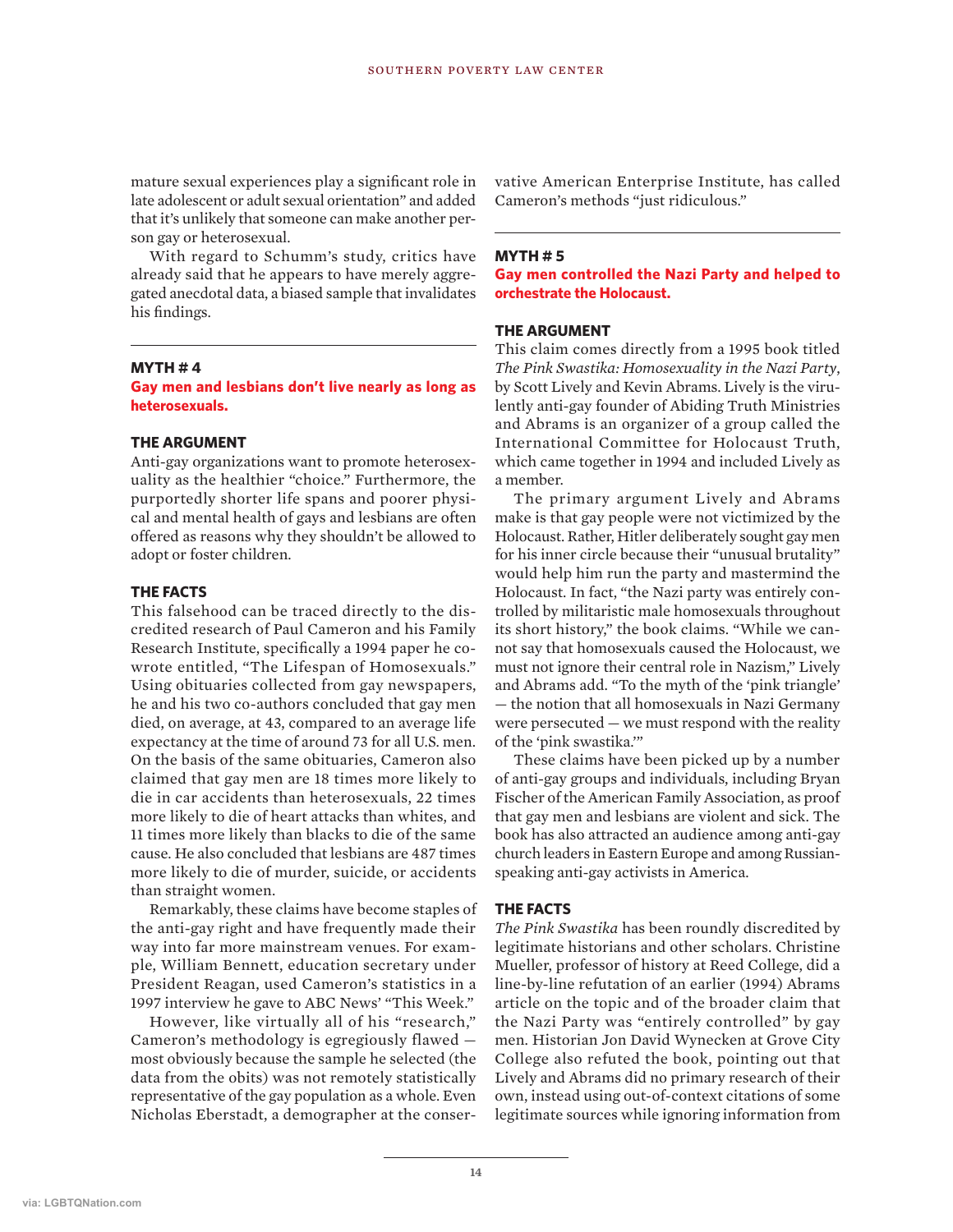mature sexual experiences play a significant role in late adolescent or adult sexual orientation" and added that it's unlikely that someone can make another person gay or heterosexual.

With regard to Schumm's study, critics have already said that he appears to have merely aggregated anecdotal data, a biased sample that invalidates his findings.

## MYTH # 4

### Gay men and lesbians don't live nearly as long as heterosexuals.

### THE ARGUMENT

Anti-gay organizations want to promote heterosexuality as the healthier "choice." Furthermore, the purportedly shorter life spans and poorer physical and mental health of gays and lesbians are often offered as reasons why they shouldn't be allowed to adopt or foster children.

### THE FACTS

This falsehood can be traced directly to the discredited research of Paul Cameron and his Family Research Institute, specifically a 1994 paper he co-wrote entitled, "The Lifespan of Homosexuals." Using obituaries collected from gay newspapers, he and his two co-authors concluded that gay men died, on average, at 43, compared to an average life expectancy at the time of around 73 for all U.S. men. On the basis of the same obituaries, Cameron also claimed that gay men are 18 times more likely to die in car accidents than heterosexuals, 22 times more likely to die of heart attacks than whites, and 11 times more likely than blacks to die of the same cause. He also concluded that lesbians are 487 times more likely to die of murder, suicide, or accidents than straight women.

Remarkably, these claims have become staples of the anti-gay right and have frequently made their way into far more mainstream venues. For example, William Bennett, education secretary under President Reagan, used Cameron's statistics in a 1997 interview he gave to ABC News' "This Week."

However, like virtually all of his "research," Cameron's methodology is egregiously flawed — most obviously because the sample he selected (the data from the obits) was not remotely statistically representative of the gay population as a whole. Even Nicholas Eberstadt, a demographer at the conservative American Enterprise Institute, has called Cameron's methods "just ridiculous."

## MYTH # 5

### Gay men controlled the Nazi Party and helped to orchestrate the Holocaust.

### THE ARGUMENT

This claim comes directly from a 1995 book titled *The Pink Swastika: Homosexuality in the Nazi Party*, by Scott Lively and Kevin Abrams. Lively is the virulently anti-gay founder of Abiding Truth Ministries and Abrams is an organizer of a group called the International Committee for Holocaust Truth, which came together in 1994 and included Lively as a member.

The primary argument Lively and Abrams make is that gay people were not victimized by the Holocaust. Rather, Hitler deliberately sought gay men for his inner circle because their "unusual brutality" would help him run the party and mastermind the Holocaust. In fact, "the Nazi party was entirely controlled by militaristic male homosexuals throughout its short history," the book claims. "While we cannot say that homosexuals caused the Holocaust, we must not ignore their central role in Nazism," Lively and Abrams add. "To the myth of the 'pink triangle' — the notion that all homosexuals in Nazi Germany were persecuted — we must respond with the reality of the 'pink swastika.'"

These claims have been picked up by a number of anti-gay groups and individuals, including Bryan Fischer of the American Family Association, as proof that gay men and lesbians are violent and sick. The book has also attracted an audience among anti-gay church leaders in Eastern Europe and among Russian-speaking anti-gay activists in America.

### THE FACTS

*The Pink Swastika* has been roundly discredited by legitimate historians and other scholars. Christine Mueller, professor of history at Reed College, did a line-by-line refutation of an earlier (1994) Abrams article on the topic and of the broader claim that the Nazi Party was "entirely controlled" by gay men. Historian Jon David Wynecken at Grove City College also refuted the book, pointing out that Lively and Abrams did no primary research of their own, instead using out-of-context citations of some legitimate sources while ignoring information from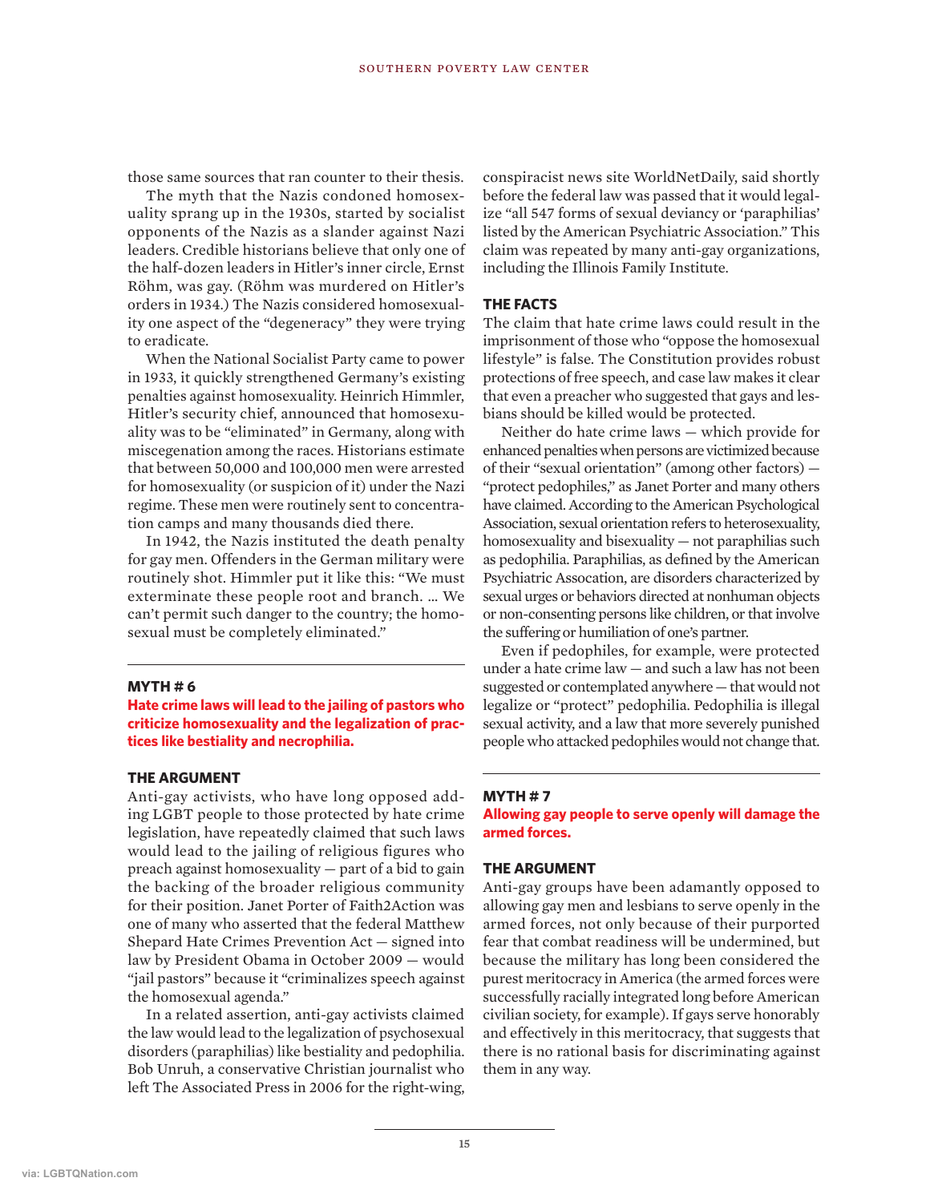those same sources that ran counter to their thesis.

The myth that the Nazis condoned homosexuality sprang up in the 1930s, started by socialist opponents of the Nazis as a slander against Nazi leaders. Credible historians believe that only one of the half-dozen leaders in Hitler's inner circle, Ernst Röhm, was gay. (Röhm was murdered on Hitler's orders in 1934.) The Nazis considered homosexuality one aspect of the "degeneracy" they were trying to eradicate.

When the National Socialist Party came to power in 1933, it quickly strengthened Germany's existing penalties against homosexuality. Heinrich Himmler, Hitler's security chief, announced that homosexuality was to be "eliminated" in Germany, along with miscegenation among the races. Historians estimate that between 50,000 and 100,000 men were arrested for homosexuality (or suspicion of it) under the Nazi regime. These men were routinely sent to concentration camps and many thousands died there.

In 1942, the Nazis instituted the death penalty for gay men. Offenders in the German military were routinely shot. Himmler put it like this: "We must exterminate these people root and branch. … We can't permit such danger to the country; the homosexual must be completely eliminated."

---

## MYTH # 6

**Hate crime laws will lead to the jailing of pastors who criticize homosexuality and the legalization of practices like bestiality and necrophilia.**

### THE ARGUMENT

Anti-gay activists, who have long opposed adding LGBT people to those protected by hate crime legislation, have repeatedly claimed that such laws would lead to the jailing of religious figures who preach against homosexuality — part of a bid to gain the backing of the broader religious community for their position. Janet Porter of Faith2Action was one of many who asserted that the federal Matthew Shepard Hate Crimes Prevention Act — signed into law by President Obama in October 2009 — would "jail pastors" because it "criminalizes speech against the homosexual agenda."

In a related assertion, anti-gay activists claimed the law would lead to the legalization of psychosexual disorders (paraphilias) like bestiality and pedophilia. Bob Unruh, a conservative Christian journalist who left The Associated Press in 2006 for the right-wing, conspiracist news site WorldNetDaily, said shortly before the federal law was passed that it would legalize "all 547 forms of sexual deviancy or 'paraphilias' listed by the American Psychiatric Association." This claim was repeated by many anti-gay organizations, including the Illinois Family Institute.

### THE FACTS

The claim that hate crime laws could result in the imprisonment of those who "oppose the homosexual lifestyle" is false. The Constitution provides robust protections of free speech, and case law makes it clear that even a preacher who suggested that gays and lesbians should be killed would be protected.

Neither do hate crime laws — which provide for enhanced penalties when persons are victimized because of their "sexual orientation" (among other factors) — "protect pedophiles," as Janet Porter and many others have claimed. According to the American Psychological Association, sexual orientation refers to heterosexuality, homosexuality and bisexuality — not paraphilias such as pedophilia. Paraphilias, as defined by the American Psychiatric Assocation, are disorders characterized by sexual urges or behaviors directed at nonhuman objects or non-consenting persons like children, or that involve the suffering or humiliation of one's partner.

Even if pedophiles, for example, were protected under a hate crime law — and such a law has not been suggested or contemplated anywhere — that would not legalize or "protect" pedophilia. Pedophilia is illegal sexual activity, and a law that more severely punished people who attacked pedophiles would not change that.

---

## MYTH # 7

**Allowing gay people to serve openly will damage the armed forces.**

### THE ARGUMENT

Anti-gay groups have been adamantly opposed to allowing gay men and lesbians to serve openly in the armed forces, not only because of their purported fear that combat readiness will be undermined, but because the military has long been considered the purest meritocracy in America (the armed forces were successfully racially integrated long before American civilian society, for example). If gays serve honorably and effectively in this meritocracy, that suggests that there is no rational basis for discriminating against them in any way.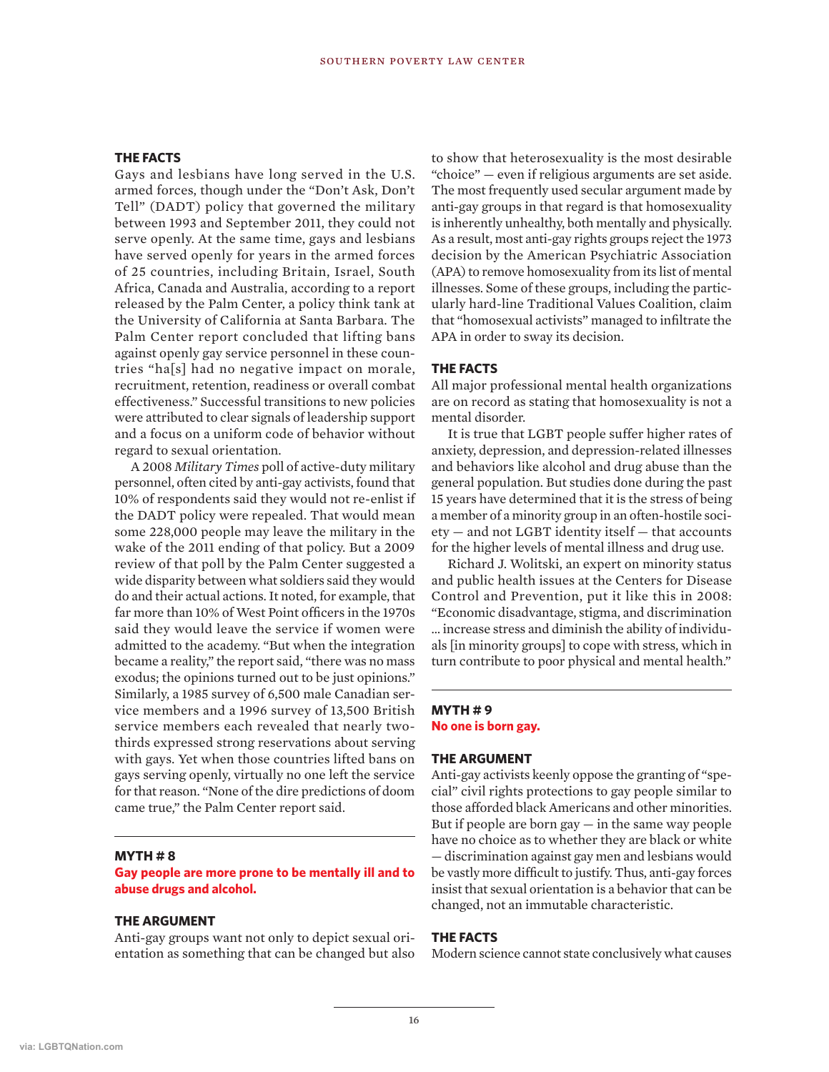### THE FACTS

Gays and lesbians have long served in the U.S. armed forces, though under the "Don't Ask, Don't Tell" (DADT) policy that governed the military between 1993 and September 2011, they could not serve openly. At the same time, gays and lesbians have served openly for years in the armed forces of 25 countries, including Britain, Israel, South Africa, Canada and Australia, according to a report released by the Palm Center, a policy think tank at the University of California at Santa Barbara. The Palm Center report concluded that lifting bans against openly gay service personnel in these countries "ha[s] had no negative impact on morale, recruitment, retention, readiness or overall combat effectiveness." Successful transitions to new policies were attributed to clear signals of leadership support and a focus on a uniform code of behavior without regard to sexual orientation.

A 2008 *Military Times* poll of active-duty military personnel, often cited by anti-gay activists, found that 10% of respondents said they would not re-enlist if the DADT policy were repealed. That would mean some 228,000 people may leave the military in the wake of the 2011 ending of that policy. But a 2009 review of that poll by the Palm Center suggested a wide disparity between what soldiers said they would do and their actual actions. It noted, for example, that far more than 10% of West Point officers in the 1970s said they would leave the service if women were admitted to the academy. "But when the integration became a reality," the report said, "there was no mass exodus; the opinions turned out to be just opinions." Similarly, a 1985 survey of 6,500 male Canadian service members and a 1996 survey of 13,500 British service members each revealed that nearly two-thirds expressed strong reservations about serving with gays. Yet when those countries lifted bans on gays serving openly, virtually no one left the service for that reason. "None of the dire predictions of doom came true," the Palm Center report said.

---

## MYTH # 8
**Gay people are more prone to be mentally ill and to abuse drugs and alcohol.**

### THE ARGUMENT

Anti-gay groups want not only to depict sexual orientation as something that can be changed but also to show that heterosexuality is the most desirable "choice" — even if religious arguments are set aside. The most frequently used secular argument made by anti-gay groups in that regard is that homosexuality is inherently unhealthy, both mentally and physically. As a result, most anti-gay rights groups reject the 1973 decision by the American Psychiatric Association (APA) to remove homosexuality from its list of mental illnesses. Some of these groups, including the particularly hard-line Traditional Values Coalition, claim that "homosexual activists" managed to infiltrate the APA in order to sway its decision.

### THE FACTS

All major professional mental health organizations are on record as stating that homosexuality is not a mental disorder.

It is true that LGBT people suffer higher rates of anxiety, depression, and depression-related illnesses and behaviors like alcohol and drug abuse than the general population. But studies done during the past 15 years have determined that it is the stress of being a member of a minority group in an often-hostile society — and not LGBT identity itself — that accounts for the higher levels of mental illness and drug use.

Richard J. Wolitski, an expert on minority status and public health issues at the Centers for Disease Control and Prevention, put it like this in 2008: "Economic disadvantage, stigma, and discrimination ... increase stress and diminish the ability of individuals [in minority groups] to cope with stress, which in turn contribute to poor physical and mental health."

---

## MYTH # 9
**No one is born gay.**

### THE ARGUMENT

Anti-gay activists keenly oppose the granting of "special" civil rights protections to gay people similar to those afforded black Americans and other minorities. But if people are born gay — in the same way people have no choice as to whether they are black or white — discrimination against gay men and lesbians would be vastly more difficult to justify. Thus, anti-gay forces insist that sexual orientation is a behavior that can be changed, not an immutable characteristic.

### THE FACTS

Modern science cannot state conclusively what causes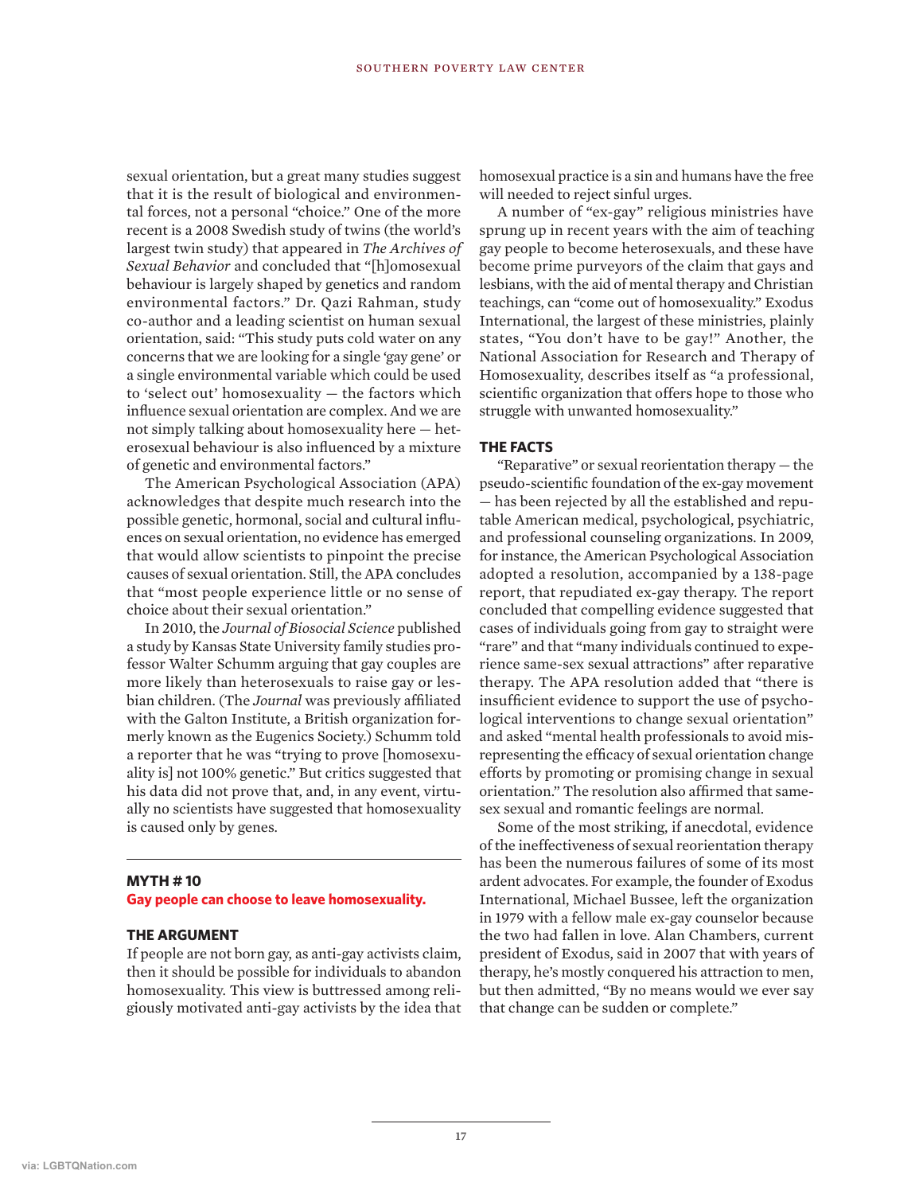sexual orientation, but a great many studies suggest that it is the result of biological and environmental forces, not a personal "choice." One of the more recent is a 2008 Swedish study of twins (the world's largest twin study) that appeared in *The Archives of Sexual Behavior* and concluded that "[h]omosexual behaviour is largely shaped by genetics and random environmental factors." Dr. Qazi Rahman, study co-author and a leading scientist on human sexual orientation, said: "This study puts cold water on any concerns that we are looking for a single 'gay gene' or a single environmental variable which could be used to 'select out' homosexuality — the factors which influence sexual orientation are complex. And we are not simply talking about homosexuality here — heterosexual behaviour is also influenced by a mixture of genetic and environmental factors."

The American Psychological Association (APA) acknowledges that despite much research into the possible genetic, hormonal, social and cultural influences on sexual orientation, no evidence has emerged that would allow scientists to pinpoint the precise causes of sexual orientation. Still, the APA concludes that "most people experience little or no sense of choice about their sexual orientation."

In 2010, the *Journal of Biosocial Science* published a study by Kansas State University family studies professor Walter Schumm arguing that gay couples are more likely than heterosexuals to raise gay or lesbian children. (The *Journal* was previously affiliated with the Galton Institute, a British organization formerly known as the Eugenics Society.) Schumm told a reporter that he was "trying to prove [homosexuality is] not 100% genetic." But critics suggested that his data did not prove that, and, in any event, virtually no scientists have suggested that homosexuality is caused only by genes.

## MYTH # 10

**Gay people can choose to leave homosexuality.**

### THE ARGUMENT

If people are not born gay, as anti-gay activists claim, then it should be possible for individuals to abandon homosexuality. This view is buttressed among religiously motivated anti-gay activists by the idea that homosexual practice is a sin and humans have the free will needed to reject sinful urges.

A number of "ex-gay" religious ministries have sprung up in recent years with the aim of teaching gay people to become heterosexuals, and these have become prime purveyors of the claim that gays and lesbians, with the aid of mental therapy and Christian teachings, can "come out of homosexuality." Exodus International, the largest of these ministries, plainly states, "You don't have to be gay!" Another, the National Association for Research and Therapy of Homosexuality, describes itself as "a professional, scientific organization that offers hope to those who struggle with unwanted homosexuality."

### THE FACTS

"Reparative" or sexual reorientation therapy — the pseudo-scientific foundation of the ex-gay movement — has been rejected by all the established and reputable American medical, psychological, psychiatric, and professional counseling organizations. In 2009, for instance, the American Psychological Association adopted a resolution, accompanied by a 138-page report, that repudiated ex-gay therapy. The report concluded that compelling evidence suggested that cases of individuals going from gay to straight were "rare" and that "many individuals continued to experience same-sex sexual attractions" after reparative therapy. The APA resolution added that "there is insufficient evidence to support the use of psychological interventions to change sexual orientation" and asked "mental health professionals to avoid misrepresenting the efficacy of sexual orientation change efforts by promoting or promising change in sexual orientation." The resolution also affirmed that same-sex sexual and romantic feelings are normal.

Some of the most striking, if anecdotal, evidence of the ineffectiveness of sexual reorientation therapy has been the numerous failures of some of its most ardent advocates. For example, the founder of Exodus International, Michael Bussee, left the organization in 1979 with a fellow male ex-gay counselor because the two had fallen in love. Alan Chambers, current president of Exodus, said in 2007 that with years of therapy, he's mostly conquered his attraction to men, but then admitted, "By no means would we ever say that change can be sudden or complete."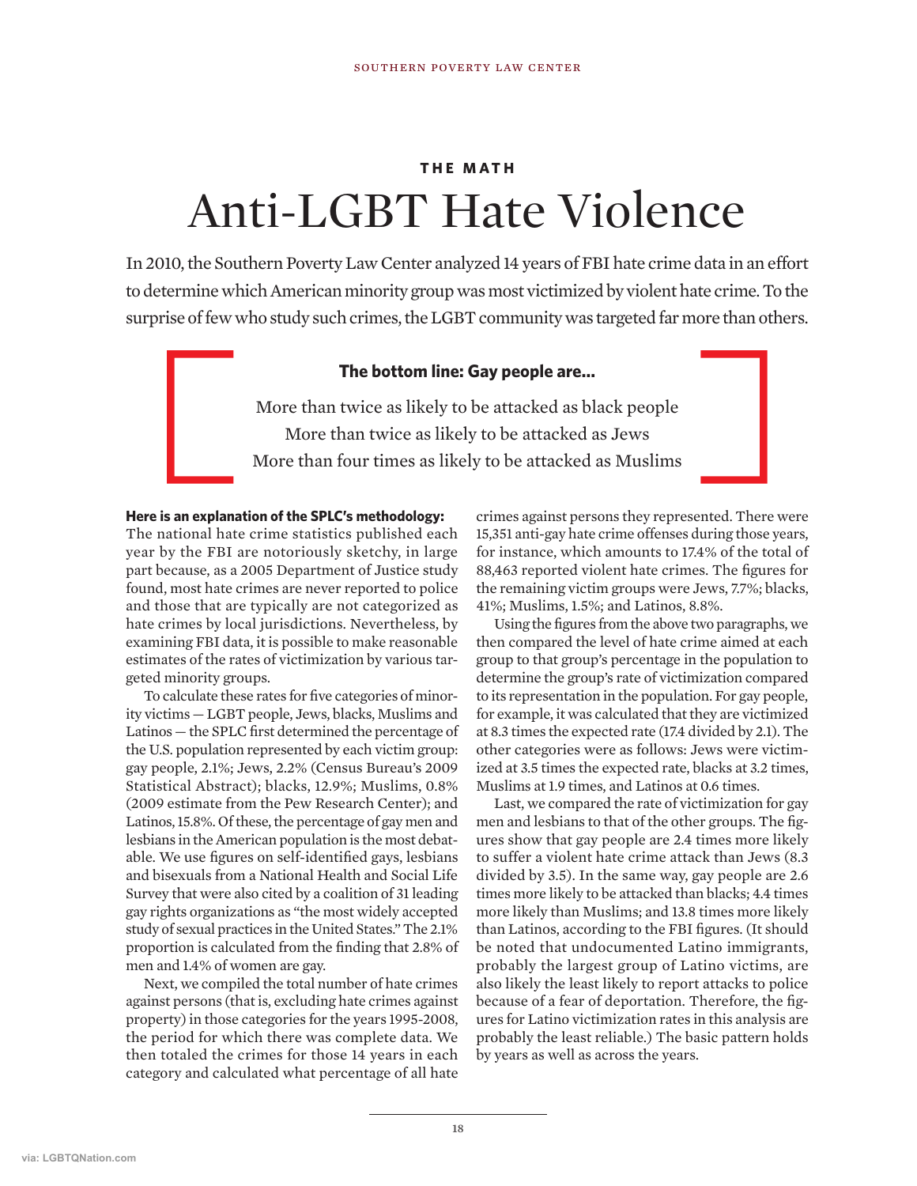**THE MATH**

# Anti-LGBT Hate Violence

In 2010, the Southern Poverty Law Center analyzed 14 years of FBI hate crime data in an effort to determine which American minority group was most victimized by violent hate crime. To the surprise of few who study such crimes, the LGBT community was targeted far more than others.

> **The bottom line: Gay people are…**
>
> More than twice as likely to be attacked as black people
> More than twice as likely to be attacked as Jews
> More than four times as likely to be attacked as Muslims

**Here is an explanation of the SPLC's methodology:** The national hate crime statistics published each year by the FBI are notoriously sketchy, in large part because, as a 2005 Department of Justice study found, most hate crimes are never reported to police and those that typically are not categorized as hate crimes by local jurisdictions. Nevertheless, by examining FBI data, it is possible to make reasonable estimates of the rates of victimization by various targeted minority groups.

To calculate these rates for five categories of minority victims — LGBT people, Jews, blacks, Muslims and Latinos — the SPLC first determined the percentage of the U.S. population represented by each victim group: gay people, 2.1%; Jews, 2.2% (Census Bureau's 2009 Statistical Abstract); blacks, 12.9%; Muslims, 0.8% (2009 estimate from the Pew Research Center); and Latinos, 15.8%. Of these, the percentage of gay men and lesbians in the American population is the most debatable. We use figures on self-identified gays, lesbians and bisexuals from a National Health and Social Life Survey that were also cited by a coalition of 31 leading gay rights organizations as "the most widely accepted study of sexual practices in the United States." The 2.1% proportion is calculated from the finding that 2.8% of men and 1.4% of women are gay.

Next, we compiled the total number of hate crimes against persons (that is, excluding hate crimes against property) in those categories for the years 1995-2008, the period for which there was complete data. We then totaled the crimes for those 14 years in each category and calculated what percentage of all hate crimes against persons they represented. There were 15,351 anti-gay hate crime offenses during those years, for instance, which amounts to 17.4% of the total of 88,463 reported violent hate crimes. The figures for the remaining victim groups were Jews, 7.7%; blacks, 41%; Muslims, 1.5%; and Latinos, 8.8%.

Using the figures from the above two paragraphs, we then compared the level of hate crime aimed at each group to that group's percentage in the population to determine the group's rate of victimization compared to its representation in the population. For gay people, for example, it was calculated that they are victimized at 8.3 times the expected rate (17.4 divided by 2.1). The other categories were as follows: Jews were victimized at 3.5 times the expected rate, blacks at 3.2 times, Muslims at 1.9 times, and Latinos at 0.6 times.

Last, we compared the rate of victimization for gay men and lesbians to that of the other groups. The figures show that gay people are 2.4 times more likely to suffer a violent hate crime attack than Jews (8.3 divided by 3.5). In the same way, gay people are 2.6 times more likely to be attacked than blacks; 4.4 times more likely than Muslims; and 13.8 times more likely than Latinos, according to the FBI figures. (It should be noted that undocumented Latino immigrants, probably the largest group of Latino victims, are also likely the least likely to report attacks to police because of a fear of deportation. Therefore, the figures for Latino victimization rates in this analysis are probably the least reliable.) The basic pattern holds by years as well as across the years.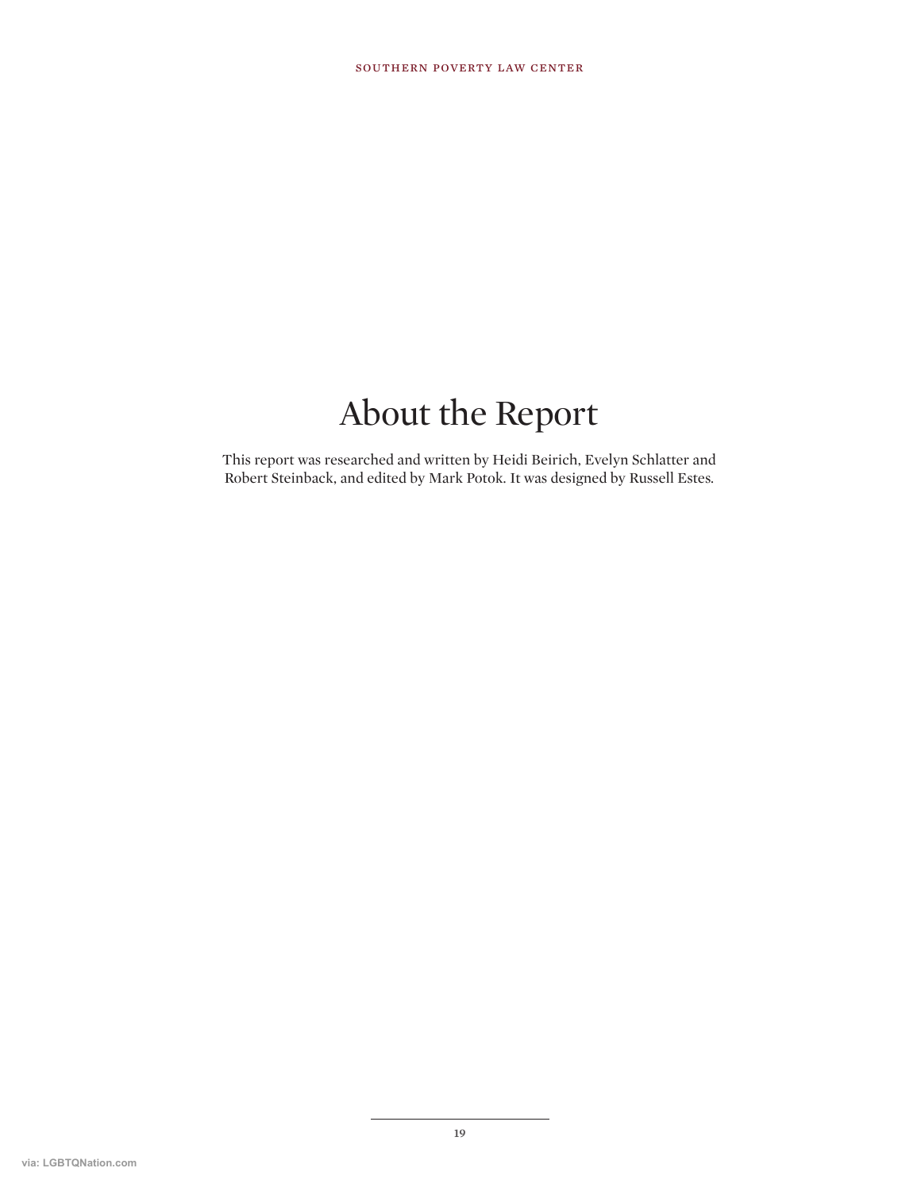# About the Report

This report was researched and written by Heidi Beirich, Evelyn Schlatter and Robert Steinback, and edited by Mark Potok. It was designed by Russell Estes.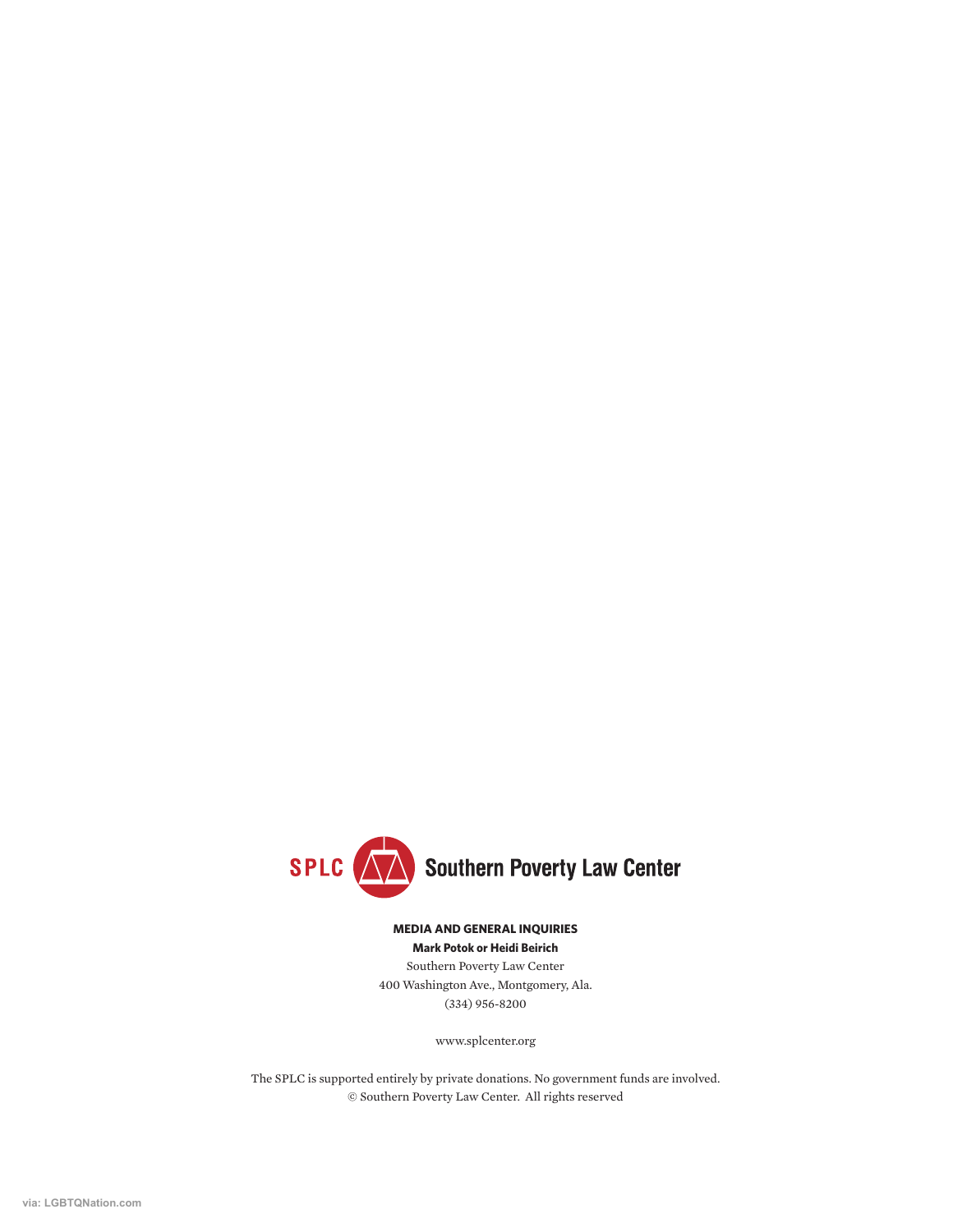SPLC Southern Poverty Law Center

**MEDIA AND GENERAL INQUIRIES**

**Mark Potok or Heidi Beirich**

Southern Poverty Law Center

400 Washington Ave., Montgomery, Ala.

(334) 956-8200

www.splcenter.org

The SPLC is supported entirely by private donations. No government funds are involved.

© Southern Poverty Law Center. All rights reserved

via: LGBTQNation.com